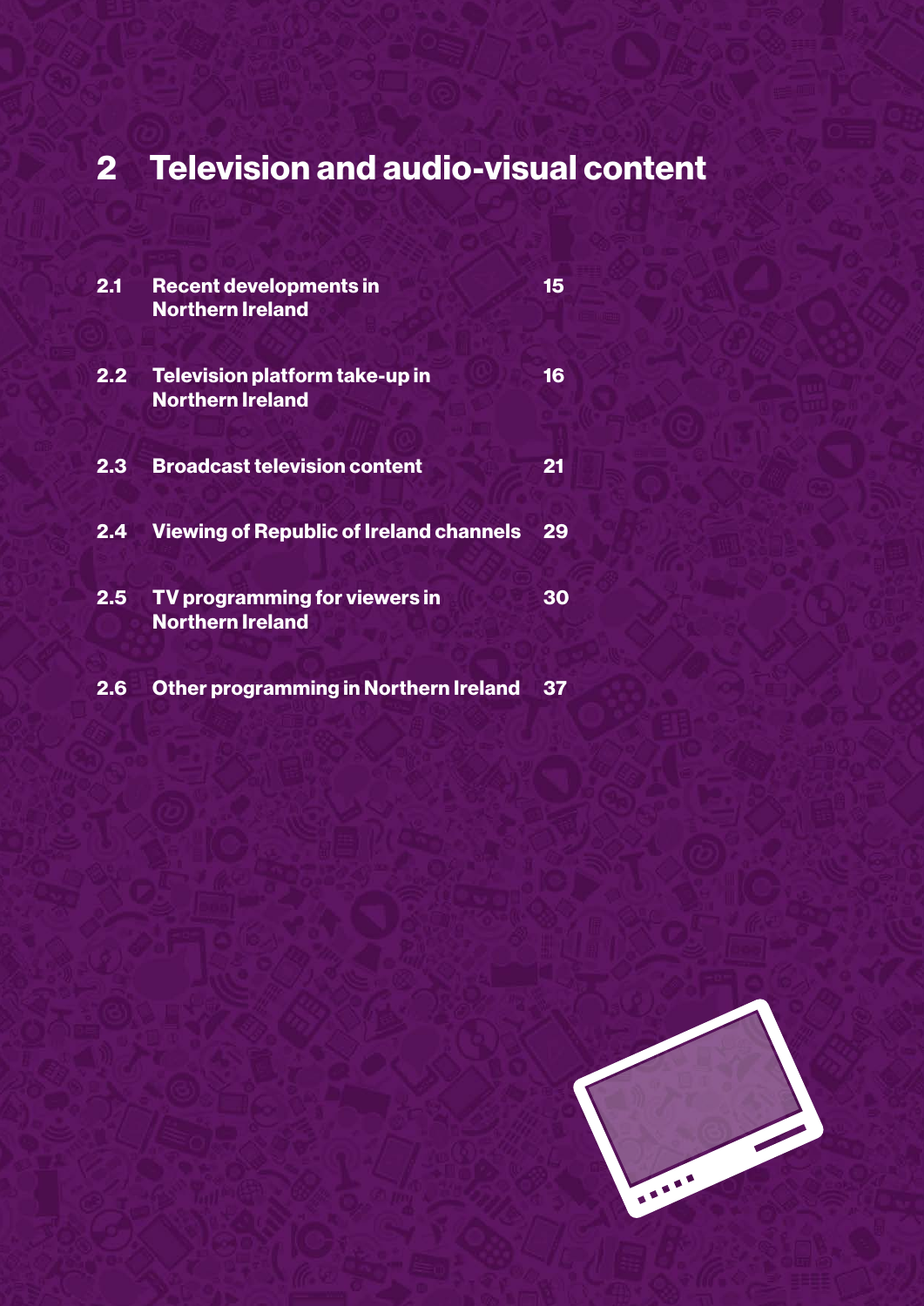# 2 Television and audio-visual content

| | | |
|---|---|---|
| 2.1 | Recent developments in Northern Ireland | 15 |
| 2.2 | Television platform take-up in Northern Ireland | 16 |
| 2.3 | Broadcast television content | 21 |
| 2.4 | Viewing of Republic of Ireland channels | 29 |
| 2.5 | TV programming for viewers in Northern Ireland | 30 |
| 2.6 | Other programming in Northern Ireland | 37 |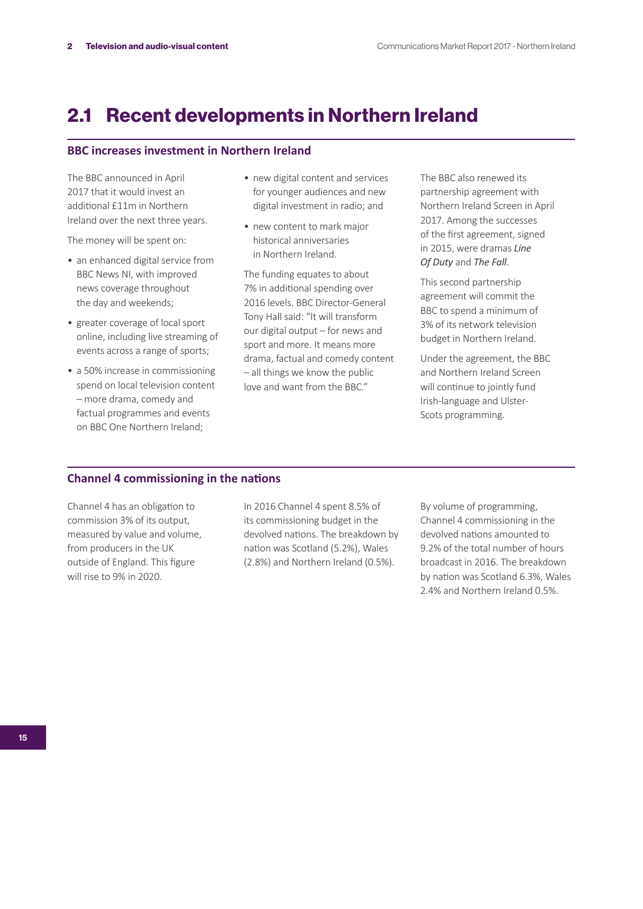## 2.1 Recent developments in Northern Ireland

### BBC increases investment in Northern Ireland

The BBC announced in April 2017 that it would invest an additional £11m in Northern Ireland over the next three years.

The money will be spent on:

- an enhanced digital service from BBC News NI, with improved news coverage throughout the day and weekends;
- greater coverage of local sport online, including live streaming of events across a range of sports;
- a 50% increase in commissioning spend on local television content – more drama, comedy and factual programmes and events on BBC One Northern Ireland;
- new digital content and services for younger audiences and new digital investment in radio; and
- new content to mark major historical anniversaries in Northern Ireland.

The funding equates to about 7% in additional spending over 2016 levels. BBC Director-General Tony Hall said: "It will transform our digital output – for news and sport and more. It means more drama, factual and comedy content – all things we know the public love and want from the BBC."

The BBC also renewed its partnership agreement with Northern Ireland Screen in April 2017. Among the successes of the first agreement, signed in 2015, were dramas ***Line Of Duty*** and ***The Fall***.

This second partnership agreement will commit the BBC to spend a minimum of 3% of its network television budget in Northern Ireland.

Under the agreement, the BBC and Northern Ireland Screen will continue to jointly fund Irish-language and Ulster-Scots programming.

### Channel 4 commissioning in the nations

Channel 4 has an obligation to commission 3% of its output, measured by value and volume, from producers in the UK outside of England. This figure will rise to 9% in 2020.

In 2016 Channel 4 spent 8.5% of its commissioning budget in the devolved nations. The breakdown by nation was Scotland (5.2%), Wales (2.8%) and Northern Ireland (0.5%).

By volume of programming, Channel 4 commissioning in the devolved nations amounted to 9.2% of the total number of hours broadcast in 2016. The breakdown by nation was Scotland 6.3%, Wales 2.4% and Northern Ireland 0.5%.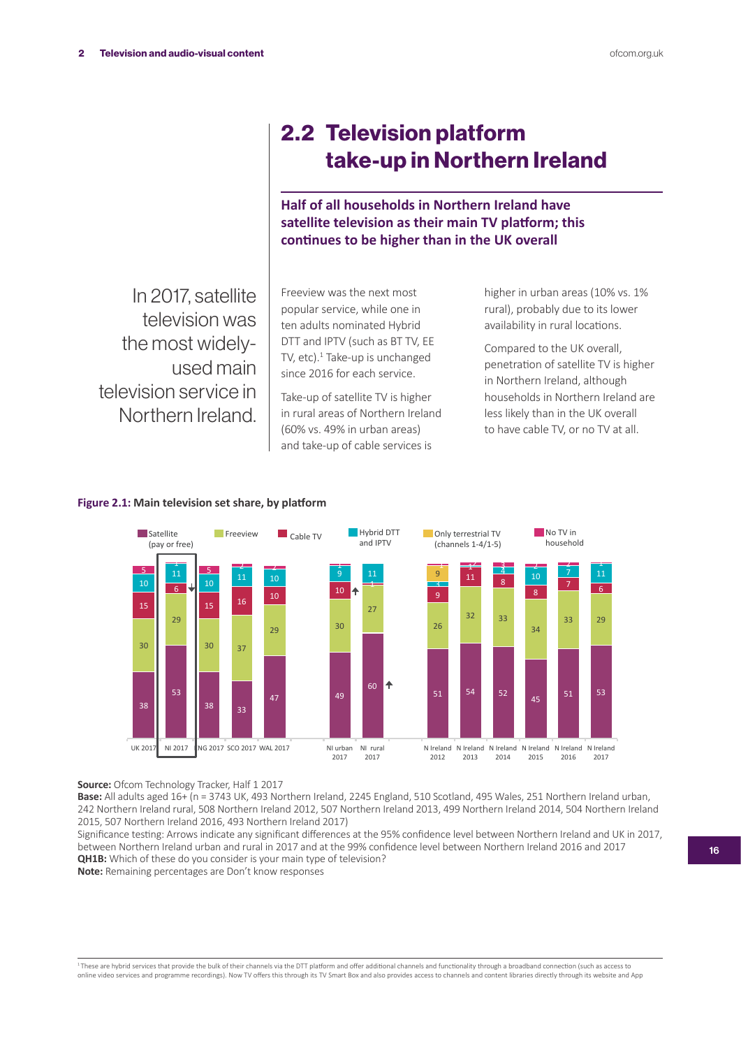## 2.2 Television platform take-up in Northern Ireland

**Half of all households in Northern Ireland have satellite television as their main TV platform; this continues to be higher than in the UK overall**

In 2017, satellite television was the most widely-used main television service in Northern Ireland.

Freeview was the next most popular service, while one in ten adults nominated Hybrid DTT and IPTV (such as BT TV, EE TV, etc).[1] Take-up is unchanged since 2016 for each service.

Take-up of satellite TV is higher in rural areas of Northern Ireland (60% vs. 49% in urban areas) and take-up of cable services is higher in urban areas (10% vs. 1% rural), probably due to its lower availability in rural locations.

Compared to the UK overall, penetration of satellite TV is higher in Northern Ireland, although households in Northern Ireland are less likely than in the UK overall to have cable TV, or no TV at all.

**Figure 2.1: Main television set share, by platform**

| | UK 2017 | NI 2017 | ENG 2017 | SCO 2017 | WAL 2017 | NI urban 2017 | NI rural 2017 | N Ireland 2012 | N Ireland 2013 | N Ireland 2014 | N Ireland 2015 | N Ireland 2016 | N Ireland 2017 |
|---|---|---|---|---|---|---|---|---|---|---|---|---|---|
| Satellite (pay or free) | 38 | 53 | 38 | 33 | 47 | 49 | 60 ↑ | 51 | 54 | 52 | 45 | 51 | 53 |
| Freeview | 30 | 29 | 30 | 37 | 29 | 30 | 27 | 26 | 32 | 33 | 34 | 33 | 29 |
| Cable TV | 15 | 6 ↓ | 15 | 16 | 10 | 10 ↑ | 1 | 9 | 11 | 8 | 8 | 7 | 6 |
| Hybrid DTT and IPTV | 10 | 11 | 10 | 11 | 10 | 9 | 11 | 3 | 2 | 4 | 10 | 7 | 11 |
| Only terrestrial TV (channels 1-4/1-5) | | | | | | | | 9 | 1 | | | | |
| No TV in household | 5 | 1 | 5 | 2 | 2 | 1 | | 1 | 1 | 3 | 2 | 2 | 1 |

**Source:** Ofcom Technology Tracker, Half 1 2017
**Base:** All adults aged 16+ (n = 3743 UK, 493 Northern Ireland, 2245 England, 510 Scotland, 495 Wales, 251 Northern Ireland urban, 242 Northern Ireland rural, 508 Northern Ireland 2012, 507 Northern Ireland 2013, 499 Northern Ireland 2014, 504 Northern Ireland 2015, 507 Northern Ireland 2016, 493 Northern Ireland 2017)
Significance testing: Arrows indicate any significant differences at the 95% confidence level between Northern Ireland and UK in 2017, between Northern Ireland urban and rural in 2017 and at the 99% confidence level between Northern Ireland 2016 and 2017
**QH1B:** Which of these do you consider is your main type of television?
**Note:** Remaining percentages are Don't know responses

[1] These are hybrid services that provide the bulk of their channels via the DTT platform and offer additional channels and functionality through a broadband connection (such as access to online video services and programme recordings). Now TV offers this through its TV Smart Box and also provides access to channels and content libraries directly through its website and App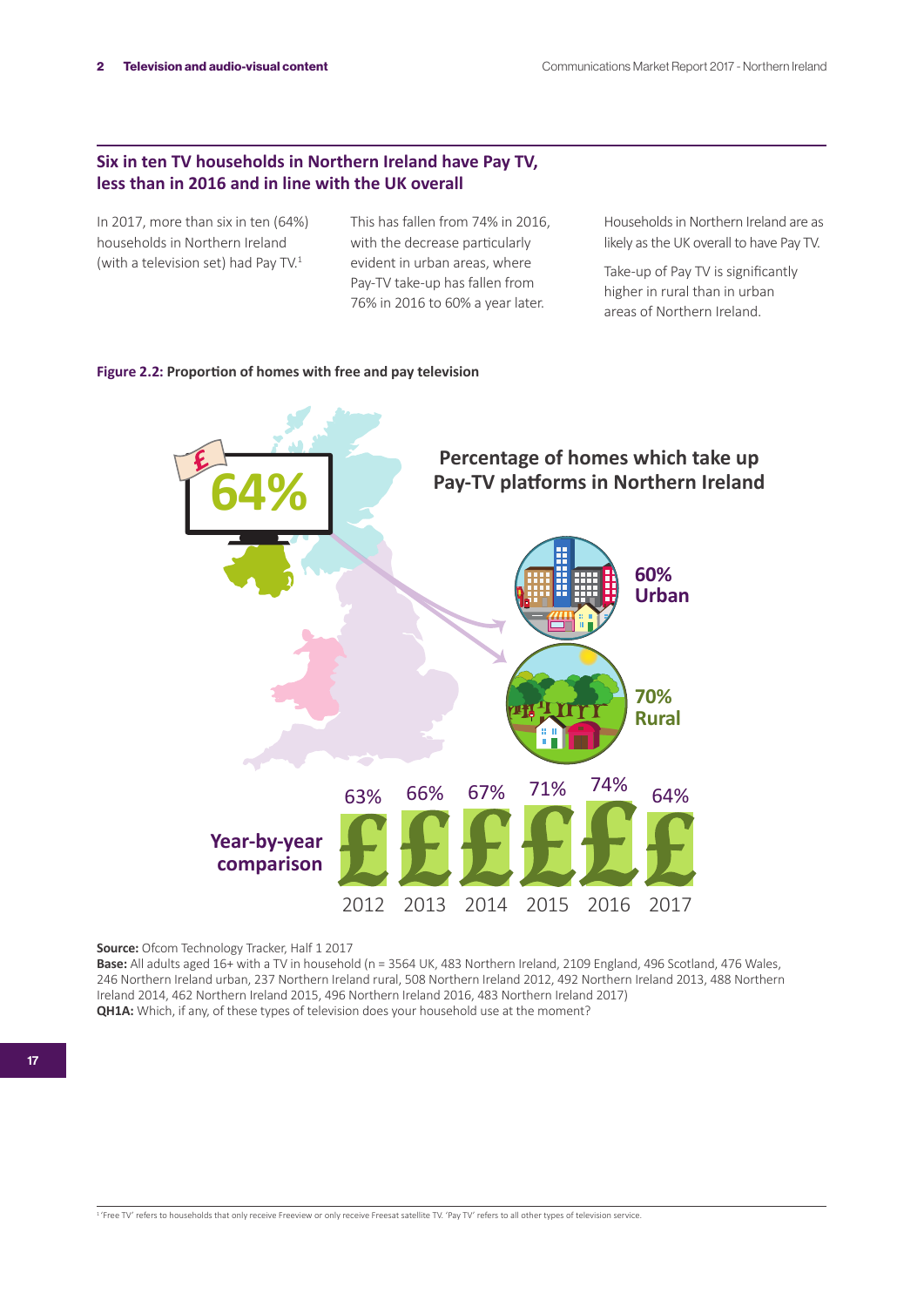## Six in ten TV households in Northern Ireland have Pay TV, less than in 2016 and in line with the UK overall

In 2017, more than six in ten (64%) households in Northern Ireland (with a television set) had Pay TV.[1]

This has fallen from 74% in 2016, with the decrease particularly evident in urban areas, where Pay-TV take-up has fallen from 76% in 2016 to 60% a year later.

Households in Northern Ireland are as likely as the UK overall to have Pay TV.

Take-up of Pay TV is significantly higher in rural than in urban areas of Northern Ireland.

**Figure 2.2:** Proportion of homes with free and pay television

**Percentage of homes which take up Pay-TV platforms in Northern Ireland**

64%

60% Urban

70% Rural

**Year-by-year comparison**

| 2012 | 2013 | 2014 | 2015 | 2016 | 2017 |
| --- | --- | --- | --- | --- | --- |
| 63% | 66% | 67% | 71% | 74% | 64% |

**Source:** Ofcom Technology Tracker, Half 1 2017
**Base:** All adults aged 16+ with a TV in household (n = 3564 UK, 483 Northern Ireland, 2109 England, 496 Scotland, 476 Wales, 246 Northern Ireland urban, 237 Northern Ireland rural, 508 Northern Ireland 2012, 492 Northern Ireland 2013, 488 Northern Ireland 2014, 462 Northern Ireland 2015, 496 Northern Ireland 2016, 483 Northern Ireland 2017)
**QH1A:** Which, if any, of these types of television does your household use at the moment?

[1] 'Free TV' refers to households that only receive Freeview or only receive Freesat satellite TV. 'Pay TV' refers to all other types of television service.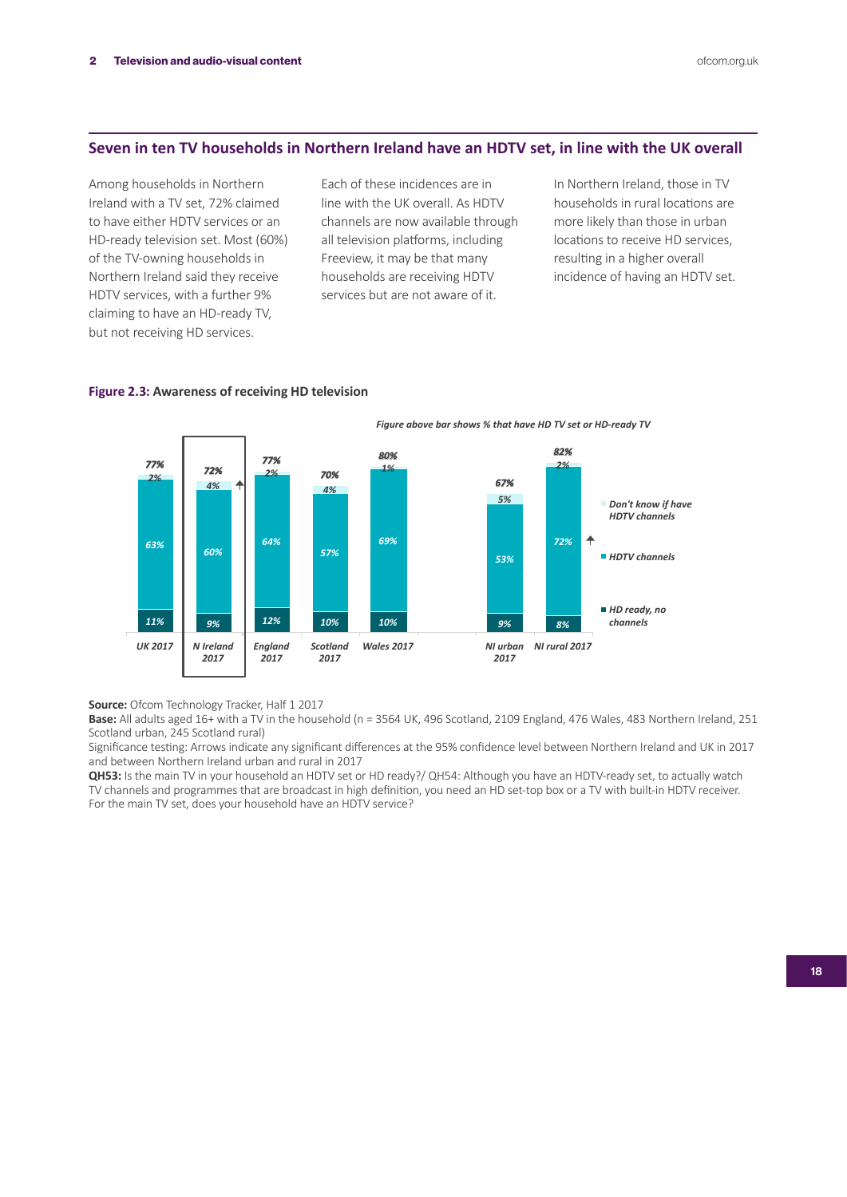## Seven in ten TV households in Northern Ireland have an HDTV set, in line with the UK overall

Among households in Northern Ireland with a TV set, 72% claimed to have either HDTV services or an HD-ready television set. Most (60%) of the TV-owning households in Northern Ireland said they receive HDTV services, with a further 9% claiming to have an HD-ready TV, but not receiving HD services.

Each of these incidences are in line with the UK overall. As HDTV channels are now available through all television platforms, including Freeview, it may be that many households are receiving HDTV services but are not aware of it.

In Northern Ireland, those in TV households in rural locations are more likely than those in urban locations to receive HD services, resulting in a higher overall incidence of having an HDTV set.

**Figure 2.3:** Awareness of receiving HD television

*Figure above bar shows % that have HD TV set or HD-ready TV*

| | UK 2017 | N Ireland 2017 | England 2017 | Scotland 2017 | Wales 2017 | NI urban 2017 | NI rural 2017 |
|---|---|---|---|---|---|---|---|
| Total (HD TV set or HD-ready TV) | 77% | 72% ↑ | 77% | 70% | 80% | 67% | 82% |
| Don't know if have HDTV channels | 2% | 4% | 2% | 4% | 1% | 5% | 2% |
| HDTV channels | 63% | 60% | 64% | 57% | 69% | 53% | 72% ↑ |
| HD ready, no channels | 11% | 9% | 12% | 10% | 10% | 9% | 8% |

**Source:** Ofcom Technology Tracker, Half 1 2017

**Base:** All adults aged 16+ with a TV in the household (n = 3564 UK, 496 Scotland, 2109 England, 476 Wales, 483 Northern Ireland, 251 Scotland urban, 245 Scotland rural)

Significance testing: Arrows indicate any significant differences at the 95% confidence level between Northern Ireland and UK in 2017 and between Northern Ireland urban and rural in 2017

**QH53:** Is the main TV in your household an HDTV set or HD ready?/ QH54: Although you have an HDTV-ready set, to actually watch TV channels and programmes that are broadcast in high definition, you need an HD set-top box or a TV with built-in HDTV receiver. For the main TV set, does your household have an HDTV service?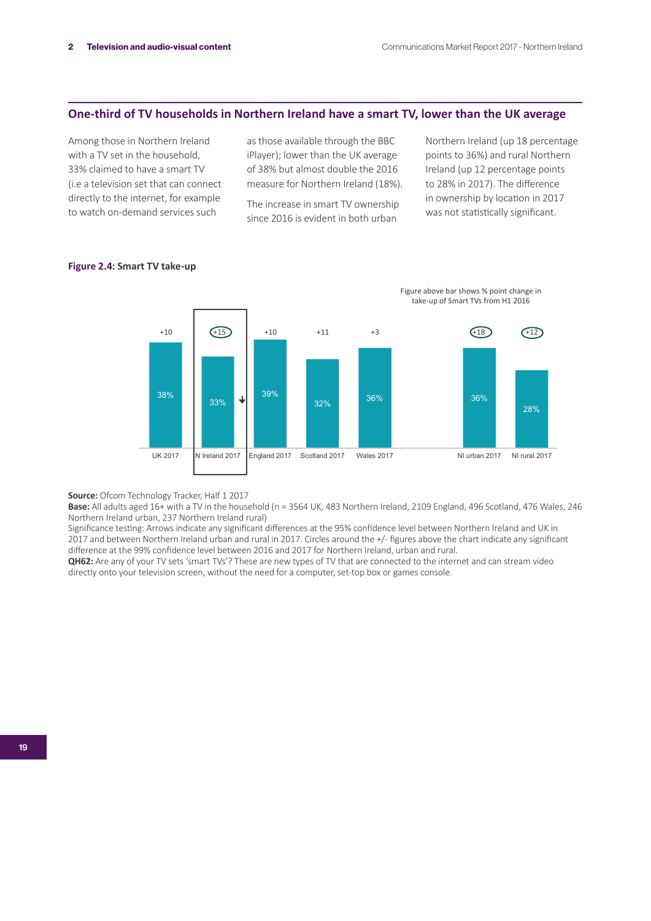## One-third of TV households in Northern Ireland have a smart TV, lower than the UK average

Among those in Northern Ireland with a TV set in the household, 33% claimed to have a smart TV (i.e a television set that can connect directly to the internet, for example to watch on-demand services such as those available through the BBC iPlayer); lower than the UK average of 38% but almost double the 2016 measure for Northern Ireland (18%).

The increase in smart TV ownership since 2016 is evident in both urban Northern Ireland (up 18 percentage points to 36%) and rural Northern Ireland (up 12 percentage points to 28% in 2017). The difference in ownership by location in 2017 was not statistically significant.

**Figure 2.4:** Smart TV take-up

Figure above bar shows % point change in take-up of Smart TVs from H1 2016

| | UK 2017 | N Ireland 2017 | England 2017 | Scotland 2017 | Wales 2017 | NI urban 2017 | NI rural 2017 |
|---|---|---|---|---|---|---|---|
| Smart TV take-up | 38% | 33% ↓ | 39% | 32% | 36% | 36% | 28% |
| % point change from H1 2016 | +10 | (+15) | +10 | +11 | +3 | (+18) | (+12) |

**Source:** Ofcom Technology Tracker, Half 1 2017

**Base:** All adults aged 16+ with a TV in the household (n = 3564 UK, 483 Northern Ireland, 2109 England, 496 Scotland, 476 Wales, 246 Northern Ireland urban, 237 Northern Ireland rural)

Significance testing: Arrows indicate any significant differences at the 95% confidence level between Northern Ireland and UK in 2017 and between Northern Ireland urban and rural in 2017. Circles around the +/- figures above the chart indicate any significant difference at the 99% confidence level between 2016 and 2017 for Northern Ireland, urban and rural.

**QH62:** Are any of your TV sets 'smart TVs'? These are new types of TV that are connected to the internet and can stream video directly onto your television screen, without the need for a computer, set-top box or games console.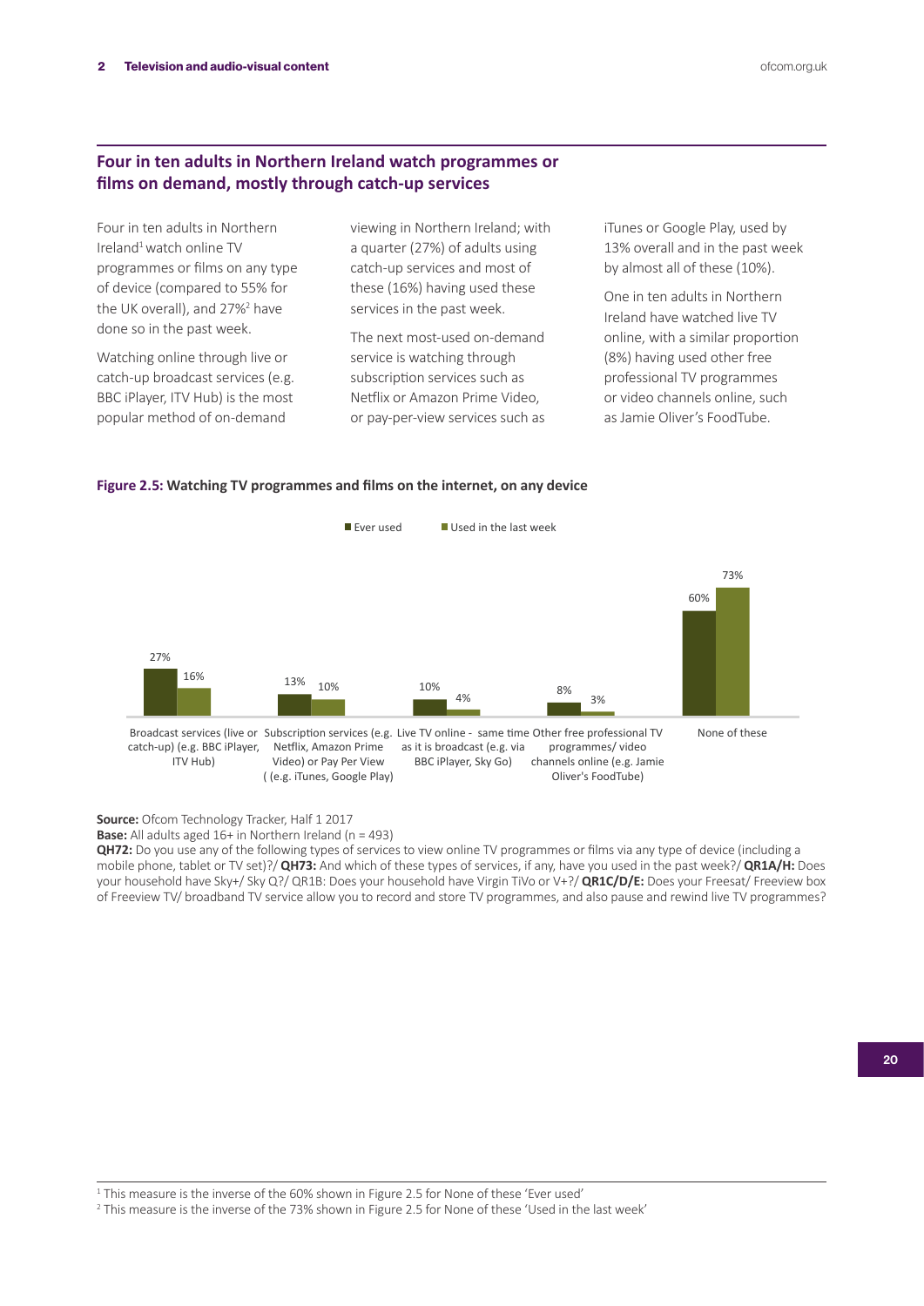## Four in ten adults in Northern Ireland watch programmes or films on demand, mostly through catch-up services

Four in ten adults in Northern Ireland[1] watch online TV programmes or films on any type of device (compared to 55% for the UK overall), and 27%[2] have done so in the past week.

Watching online through live or catch-up broadcast services (e.g. BBC iPlayer, ITV Hub) is the most popular method of on-demand viewing in Northern Ireland; with a quarter (27%) of adults using catch-up services and most of these (16%) having used these services in the past week.

The next most-used on-demand service is watching through subscription services such as Netflix or Amazon Prime Video, or pay-per-view services such as iTunes or Google Play, used by 13% overall and in the past week by almost all of these (10%).

One in ten adults in Northern Ireland have watched live TV online, with a similar proportion (8%) having used other free professional TV programmes or video channels online, such as Jamie Oliver's FoodTube.

**Figure 2.5:** Watching TV programmes and films on the internet, on any device

| | Ever used | Used in the last week |
|---|---|---|
| Broadcast services (live or catch-up) (e.g. BBC iPlayer, ITV Hub) | 27% | 16% |
| Subscription services (e.g. Netflix, Amazon Prime Video) or Pay Per View ( (e.g. iTunes, Google Play) | 13% | 10% |
| Live TV online - same time as it is broadcast (e.g. via BBC iPlayer, Sky Go) | 10% | 4% |
| Other free professional TV programmes/ video channels online (e.g. Jamie Oliver's FoodTube) | 8% | 3% |
| None of these | 60% | 73% |

**Source:** Ofcom Technology Tracker, Half 1 2017

**Base:** All adults aged 16+ in Northern Ireland (n = 493)

**QH72:** Do you use any of the following types of services to view online TV programmes or films via any type of device (including a mobile phone, tablet or TV set)?/ **QH73:** And which of these types of services, if any, have you used in the past week?/ **QR1A/H:** Does your household have Sky+/ Sky Q?/ QR1B: Does your household have Virgin TiVo or V+?/ **QR1C/D/E:** Does your Freesat/ Freeview box of Freeview TV/ broadband TV service allow you to record and store TV programmes, and also pause and rewind live TV programmes?

[1] This measure is the inverse of the 60% shown in Figure 2.5 for None of these 'Ever used'

[2] This measure is the inverse of the 73% shown in Figure 2.5 for None of these 'Used in the last week'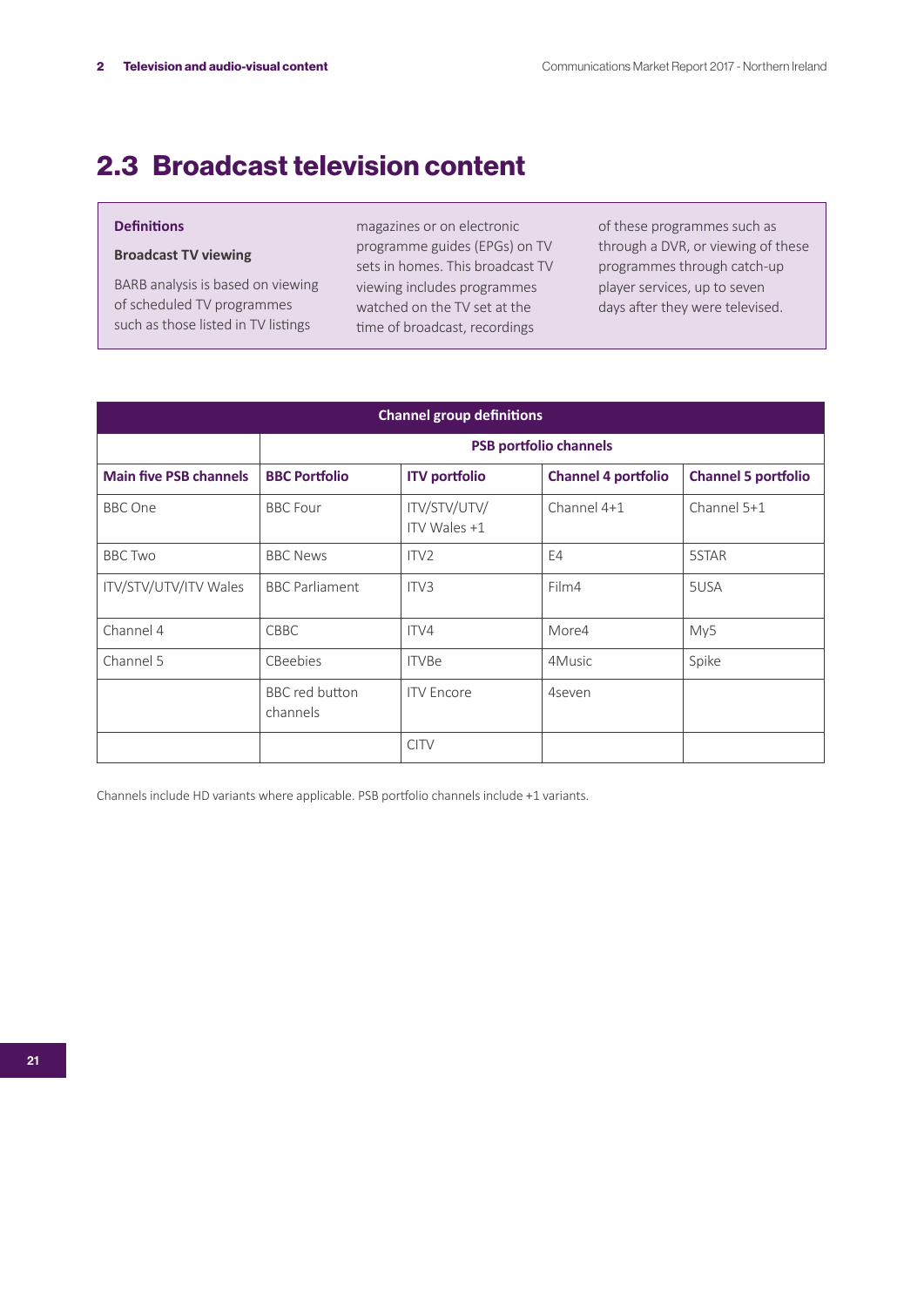## 2.3 Broadcast television content

**Definitions**

**Broadcast TV viewing**

BARB analysis is based on viewing of scheduled TV programmes such as those listed in TV listings magazines or on electronic programme guides (EPGs) on TV sets in homes. This broadcast TV viewing includes programmes watched on the TV set at the time of broadcast, recordings of these programmes such as through a DVR, or viewing of these programmes through catch-up player services, up to seven days after they were televised.

| Channel group definitions | | | | |
|---|---|---|---|---|
| | PSB portfolio channels | | | |
| **Main five PSB channels** | **BBC Portfolio** | **ITV portfolio** | **Channel 4 portfolio** | **Channel 5 portfolio** |
| BBC One | BBC Four | ITV/STV/UTV/ ITV Wales +1 | Channel 4+1 | Channel 5+1 |
| BBC Two | BBC News | ITV2 | E4 | 5STAR |
| ITV/STV/UTV/ITV Wales | BBC Parliament | ITV3 | Film4 | 5USA |
| Channel 4 | CBBC | ITV4 | More4 | My5 |
| Channel 5 | CBeebies | ITVBe | 4Music | Spike |
| | BBC red button channels | ITV Encore | 4seven | |
| | | CITV | | |

Channels include HD variants where applicable. PSB portfolio channels include +1 variants.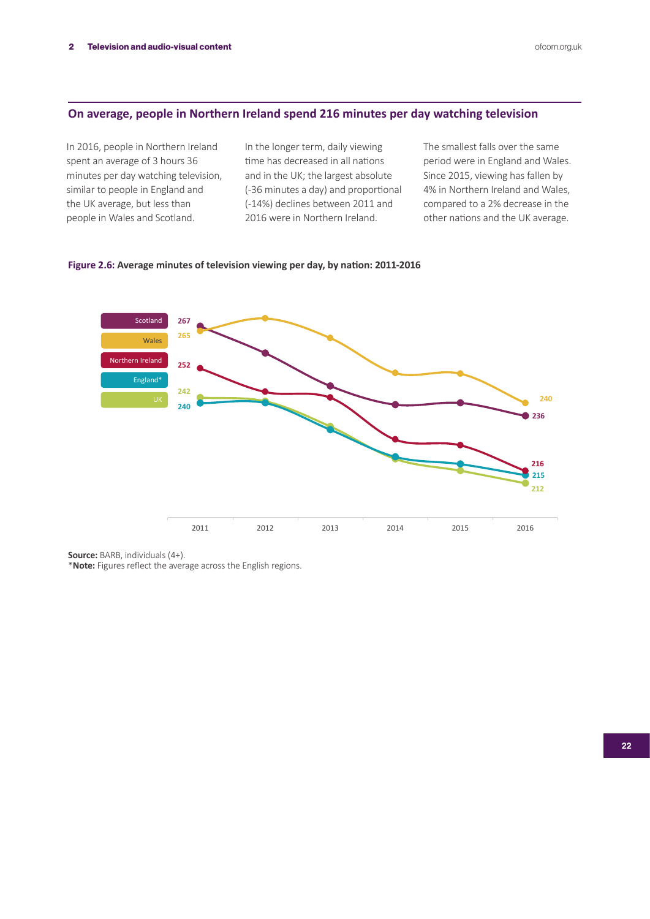## On average, people in Northern Ireland spend 216 minutes per day watching television

In 2016, people in Northern Ireland spent an average of 3 hours 36 minutes per day watching television, similar to people in England and the UK average, but less than people in Wales and Scotland.

In the longer term, daily viewing time has decreased in all nations and in the UK; the largest absolute (-36 minutes a day) and proportional (-14%) declines between 2011 and 2016 were in Northern Ireland.

The smallest falls over the same period were in England and Wales. Since 2015, viewing has fallen by 4% in Northern Ireland and Wales, compared to a 2% decrease in the other nations and the UK average.

**Figure 2.6: Average minutes of television viewing per day, by nation: 2011-2016**

| | 2011 | 2016 |
|---|---|---|
| Scotland | 267 | 236 |
| Wales | 265 | 240 |
| Northern Ireland | 252 | 216 |
| England* | 240 | 215 |
| UK | 242 | 212 |

**Source:** BARB, individuals (4+).
*__Note:__ Figures reflect the average across the English regions.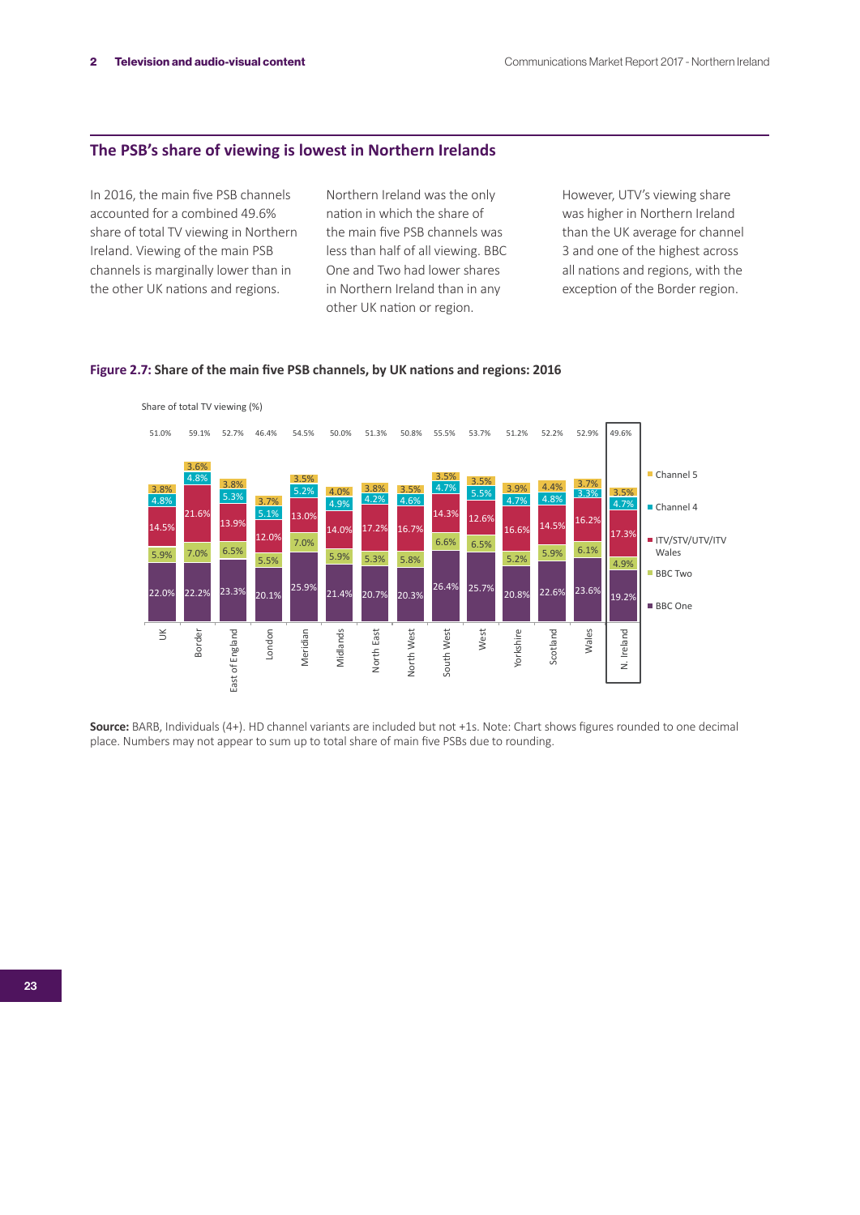## The PSB's share of viewing is lowest in Northern Irelands

In 2016, the main five PSB channels accounted for a combined 49.6% share of total TV viewing in Northern Ireland. Viewing of the main PSB channels is marginally lower than in the other UK nations and regions.

Northern Ireland was the only nation in which the share of the main five PSB channels was less than half of all viewing. BBC One and Two had lower shares in Northern Ireland than in any other UK nation or region.

However, UTV's viewing share was higher in Northern Ireland than the UK average for channel 3 and one of the highest across all nations and regions, with the exception of the Border region.

**Figure 2.7: Share of the main five PSB channels, by UK nations and regions: 2016**

Share of total TV viewing (%)

| | UK | Border | East of England | London | Meridian | Midlands | North East | North West | South West | West | Yorkshire | Scotland | Wales | N. Ireland |
|---|---|---|---|---|---|---|---|---|---|---|---|---|---|---|
| Total | 51.0% | 59.1% | 52.7% | 46.4% | 54.5% | 50.0% | 51.3% | 50.8% | 55.5% | 53.7% | 51.2% | 52.2% | 52.9% | 49.6% |
| Channel 5 | 3.8% | 3.6% | 3.8% | 3.7% | 3.5% | 4.0% | 3.8% | 3.5% | 3.5% | 3.5% | 3.9% | 4.4% | 3.7% | 3.5% |
| Channel 4 | 4.8% | 4.8% | 5.3% | 5.1% | 5.2% | 4.9% | 4.2% | 4.6% | 4.7% | 5.5% | 4.7% | 4.8% | 3.3% | 4.7% |
| ITV/STV/UTV/ITV Wales | 14.5% | 21.6% | 13.9% | 12.0% | 13.0% | 14.0% | 17.2% | 16.7% | 14.3% | 12.6% | 16.6% | 14.5% | 16.2% | 17.3% |
| BBC Two | 5.9% | 7.0% | 6.5% | 5.5% | 7.0% | 5.9% | 5.3% | 5.8% | 6.6% | 6.5% | 5.2% | 5.9% | 6.1% | 4.9% |
| BBC One | 22.0% | 22.2% | 23.3% | 20.1% | 25.9% | 21.4% | 20.7% | 20.3% | 26.4% | 25.7% | 20.8% | 22.6% | 23.6% | 19.2% |

**Source:** BARB, Individuals (4+). HD channel variants are included but not +1s. Note: Chart shows figures rounded to one decimal place. Numbers may not appear to sum up to total share of main five PSBs due to rounding.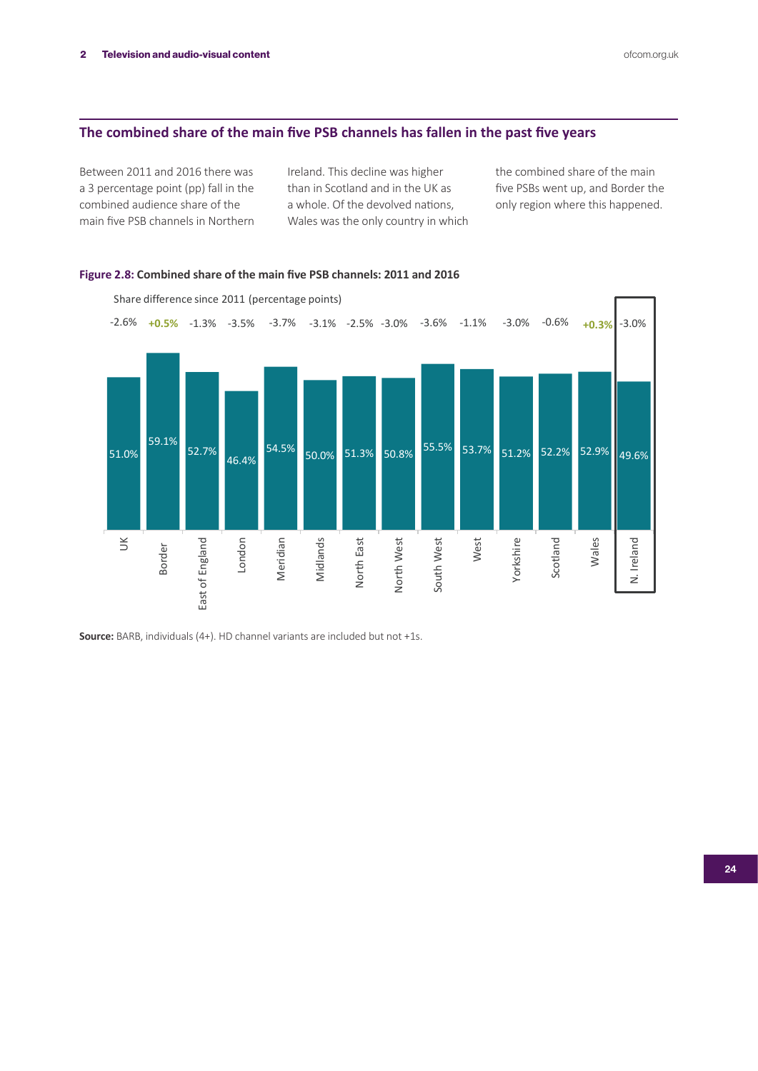## The combined share of the main five PSB channels has fallen in the past five years

Between 2011 and 2016 there was a 3 percentage point (pp) fall in the combined audience share of the main five PSB channels in Northern Ireland. This decline was higher than in Scotland and in the UK as a whole. Of the devolved nations, Wales was the only country in which the combined share of the main five PSBs went up, and Border the only region where this happened.

**Figure 2.8: Combined share of the main five PSB channels: 2011 and 2016**

| Region | 2016 share | Share difference since 2011 (percentage points) |
|---|---|---|
| UK | 51.0% | -2.6% |
| Border | 59.1% | +0.5% |
| East of England | 52.7% | -1.3% |
| London | 46.4% | -3.5% |
| Meridian | 54.5% | -3.7% |
| Midlands | 50.0% | -3.1% |
| North East | 51.3% | -2.5% |
| North West | 50.8% | -3.0% |
| South West | 55.5% | -3.6% |
| West | 53.7% | -1.1% |
| Yorkshire | 51.2% | -3.0% |
| Scotland | 52.2% | -0.6% |
| Wales | 52.9% | +0.3% |
| N. Ireland | 49.6% | -3.0% |

**Source:** BARB, individuals (4+). HD channel variants are included but not +1s.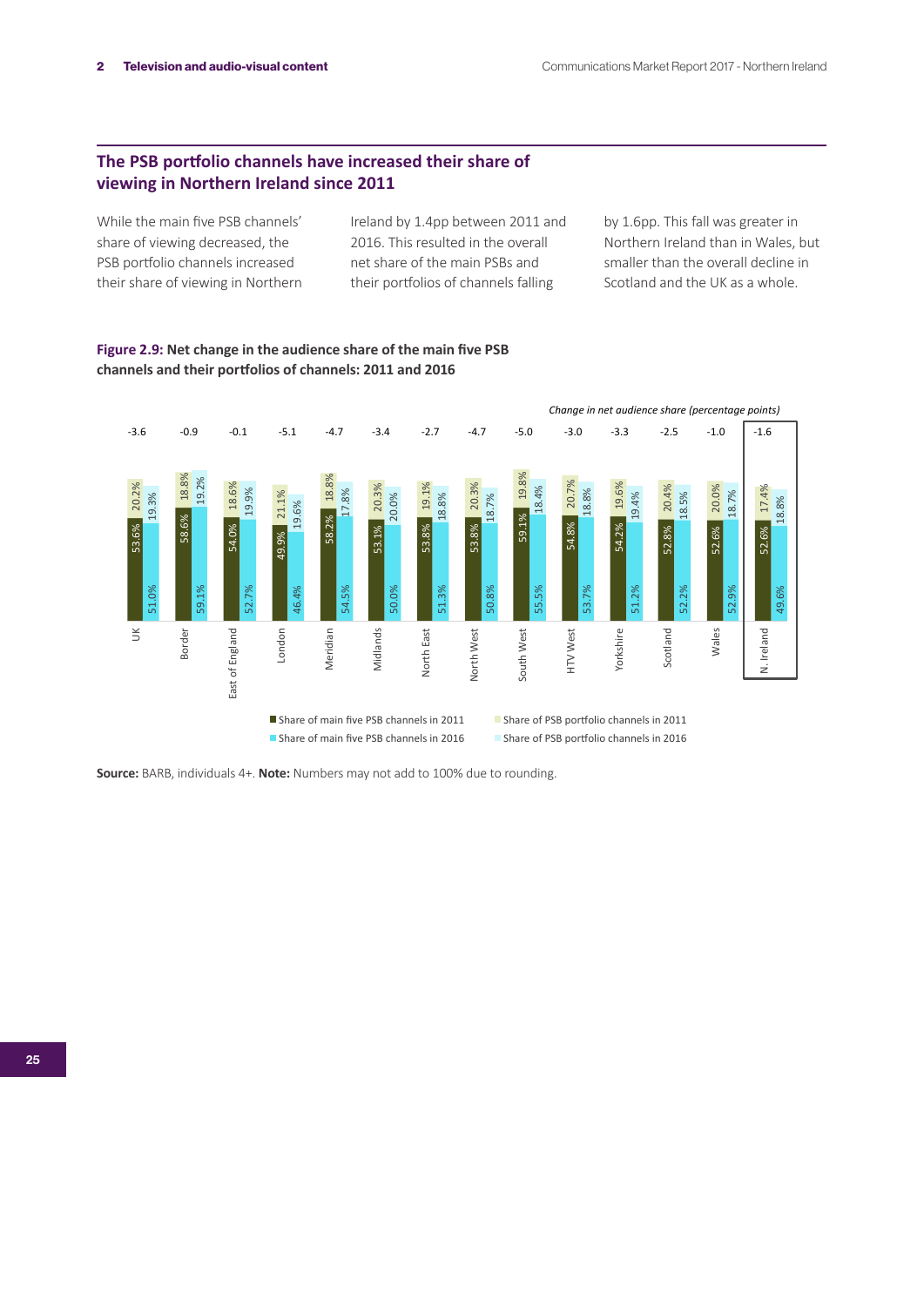## The PSB portfolio channels have increased their share of viewing in Northern Ireland since 2011

While the main five PSB channels' share of viewing decreased, the PSB portfolio channels increased their share of viewing in Northern Ireland by 1.4pp between 2011 and 2016. This resulted in the overall net share of the main PSBs and their portfolios of channels falling by 1.6pp. This fall was greater in Northern Ireland than in Wales, but smaller than the overall decline in Scotland and the UK as a whole.

**Figure 2.9:** Net change in the audience share of the main five PSB channels and their portfolios of channels: 2011 and 2016

| Region | Change in net audience share (percentage points) | Share of main five PSB channels in 2011 | Share of PSB portfolio channels in 2011 | Share of main five PSB channels in 2016 | Share of PSB portfolio channels in 2016 |
|---|---|---|---|---|---|
| UK | -3.6 | 53.6% | 20.2% | 51.0% | 19.3% |
| Border | -0.9 | 58.6% | 18.8% | 59.1% | 19.2% |
| East of England | -0.1 | 54.0% | 18.6% | 52.7% | 19.9% |
| London | -5.1 | 49.9% | 21.1% | 46.4% | 19.6% |
| Meridian | -4.7 | 58.2% | 18.8% | 54.5% | 17.8% |
| Midlands | -3.4 | 53.1% | 20.3% | 50.0% | 20.0% |
| North East | -2.7 | 53.8% | 19.1% | 51.3% | 18.8% |
| North West | -4.7 | 53.8% | 20.3% | 50.8% | 18.7% |
| South West | -5.0 | 59.1% | 19.8% | 55.5% | 18.4% |
| HTV West | -3.0 | 54.8% | 20.7% | 53.7% | 18.8% |
| Yorkshire | -3.3 | 54.2% | 19.6% | 51.2% | 19.4% |
| Scotland | -2.5 | 52.8% | 20.4% | 52.2% | 18.5% |
| Wales | -1.0 | 52.6% | 20.0% | 52.9% | 18.7% |
| N. Ireland | -1.6 | 52.6% | 17.4% | 49.6% | 18.8% |

**Source:** BARB, individuals 4+. **Note:** Numbers may not add to 100% due to rounding.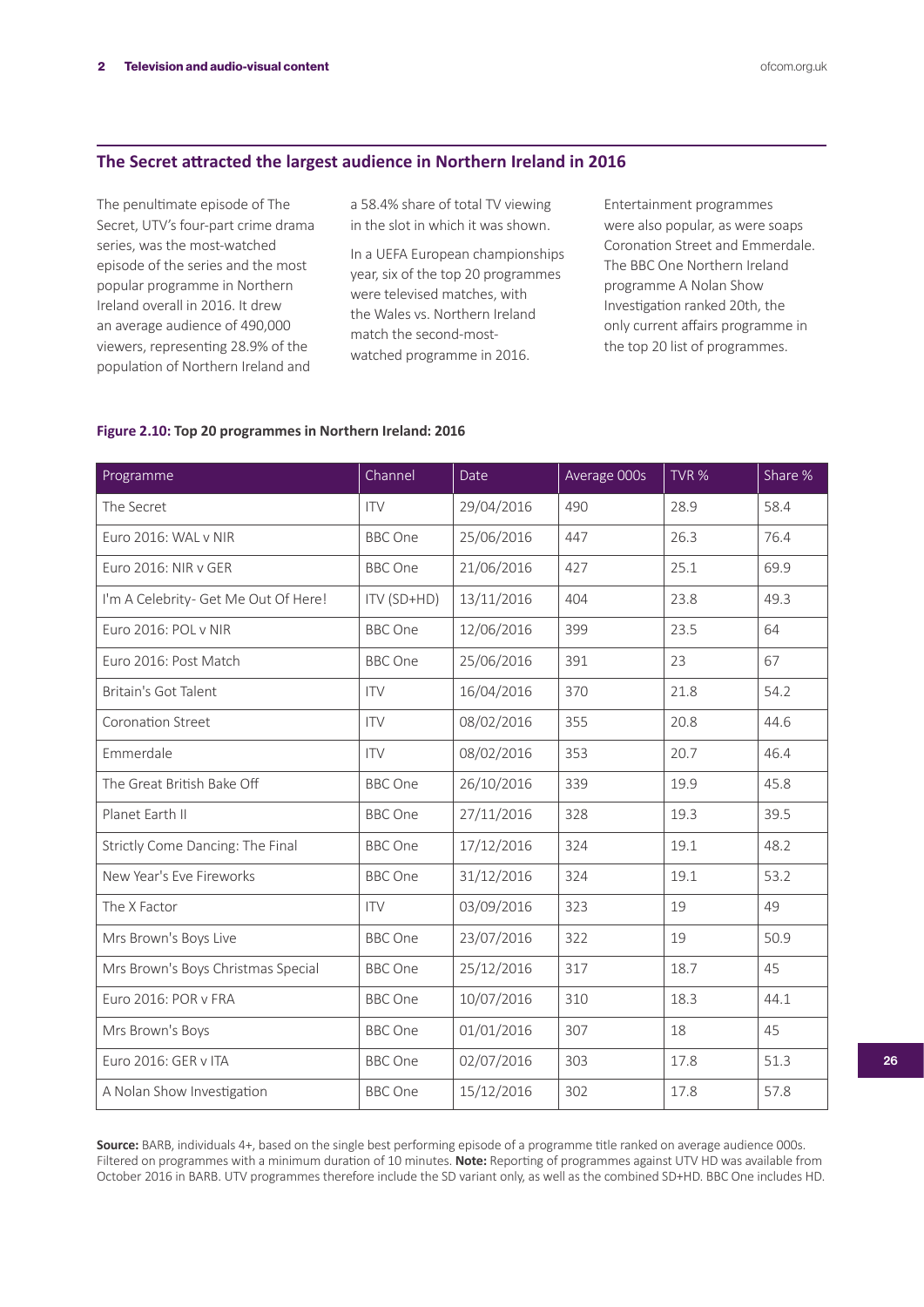## The Secret attracted the largest audience in Northern Ireland in 2016

The penultimate episode of The Secret, UTV's four-part crime drama series, was the most-watched episode of the series and the most popular programme in Northern Ireland overall in 2016. It drew an average audience of 490,000 viewers, representing 28.9% of the population of Northern Ireland and a 58.4% share of total TV viewing in the slot in which it was shown.

In a UEFA European championships year, six of the top 20 programmes were televised matches, with the Wales vs. Northern Ireland match the second-most-watched programme in 2016.

Entertainment programmes were also popular, as were soaps Coronation Street and Emmerdale. The BBC One Northern Ireland programme A Nolan Show Investigation ranked 20th, the only current affairs programme in the top 20 list of programmes.

**Figure 2.10: Top 20 programmes in Northern Ireland: 2016**

| Programme | Channel | Date | Average 000s | TVR % | Share % |
|---|---|---|---|---|---|
| The Secret | ITV | 29/04/2016 | 490 | 28.9 | 58.4 |
| Euro 2016: WAL v NIR | BBC One | 25/06/2016 | 447 | 26.3 | 76.4 |
| Euro 2016: NIR v GER | BBC One | 21/06/2016 | 427 | 25.1 | 69.9 |
| I'm A Celebrity- Get Me Out Of Here! | ITV (SD+HD) | 13/11/2016 | 404 | 23.8 | 49.3 |
| Euro 2016: POL v NIR | BBC One | 12/06/2016 | 399 | 23.5 | 64 |
| Euro 2016: Post Match | BBC One | 25/06/2016 | 391 | 23 | 67 |
| Britain's Got Talent | ITV | 16/04/2016 | 370 | 21.8 | 54.2 |
| Coronation Street | ITV | 08/02/2016 | 355 | 20.8 | 44.6 |
| Emmerdale | ITV | 08/02/2016 | 353 | 20.7 | 46.4 |
| The Great British Bake Off | BBC One | 26/10/2016 | 339 | 19.9 | 45.8 |
| Planet Earth II | BBC One | 27/11/2016 | 328 | 19.3 | 39.5 |
| Strictly Come Dancing: The Final | BBC One | 17/12/2016 | 324 | 19.1 | 48.2 |
| New Year's Eve Fireworks | BBC One | 31/12/2016 | 324 | 19.1 | 53.2 |
| The X Factor | ITV | 03/09/2016 | 323 | 19 | 49 |
| Mrs Brown's Boys Live | BBC One | 23/07/2016 | 322 | 19 | 50.9 |
| Mrs Brown's Boys Christmas Special | BBC One | 25/12/2016 | 317 | 18.7 | 45 |
| Euro 2016: POR v FRA | BBC One | 10/07/2016 | 310 | 18.3 | 44.1 |
| Mrs Brown's Boys | BBC One | 01/01/2016 | 307 | 18 | 45 |
| Euro 2016: GER v ITA | BBC One | 02/07/2016 | 303 | 17.8 | 51.3 |
| A Nolan Show Investigation | BBC One | 15/12/2016 | 302 | 17.8 | 57.8 |

**Source:** BARB, individuals 4+, based on the single best performing episode of a programme title ranked on average audience 000s. Filtered on programmes with a minimum duration of 10 minutes. **Note:** Reporting of programmes against UTV HD was available from October 2016 in BARB. UTV programmes therefore include the SD variant only, as well as the combined SD+HD. BBC One includes HD.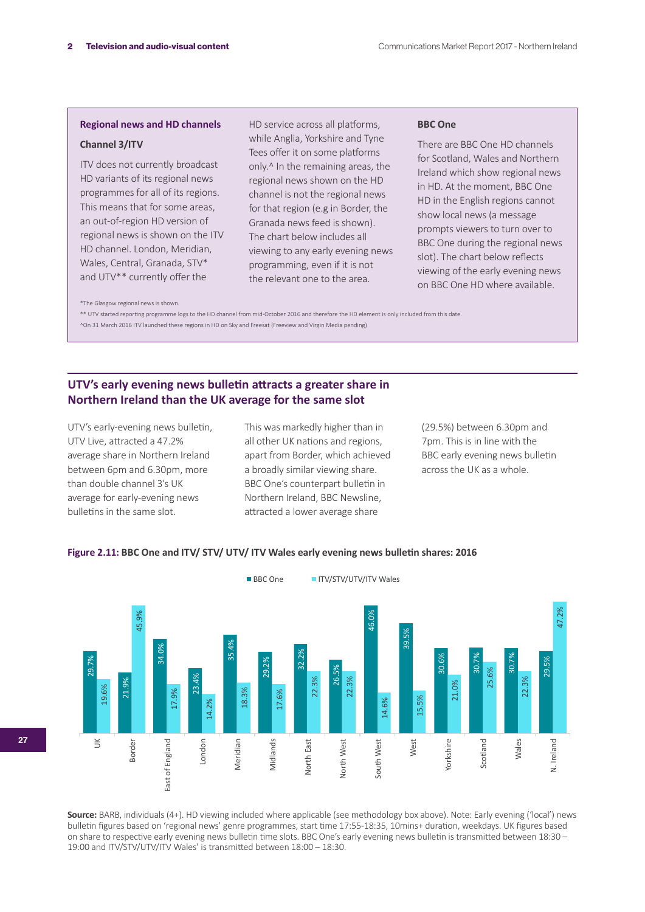## Regional news and HD channels

### Channel 3/ITV

ITV does not currently broadcast HD variants of its regional news programmes for all of its regions. This means that for some areas, an out-of-region HD version of regional news is shown on the ITV HD channel. London, Meridian, Wales, Central, Granada, STV* and UTV** currently offer the HD service across all platforms, while Anglia, Yorkshire and Tyne Tees offer it on some platforms only.^ In the remaining areas, the regional news shown on the HD channel is not the regional news for that region (e.g in Border, the Granada news feed is shown). The chart below includes all viewing to any early evening news programming, even if it is not the relevant one to the area.

### BBC One

There are BBC One HD channels for Scotland, Wales and Northern Ireland which show regional news in HD. At the moment, BBC One HD in the English regions cannot show local news (a message prompts viewers to turn over to BBC One during the regional news slot). The chart below reflects viewing of the early evening news on BBC One HD where available.

*The Glasgow regional news is shown.

** UTV started reporting programme logs to the HD channel from mid-October 2016 and therefore the HD element is only included from this date.

^On 31 March 2016 ITV launched these regions in HD on Sky and Freesat (Freeview and Virgin Media pending)

## UTV's early evening news bulletin attracts a greater share in Northern Ireland than the UK average for the same slot

UTV's early-evening news bulletin, UTV Live, attracted a 47.2% average share in Northern Ireland between 6pm and 6.30pm, more than double channel 3's UK average for early-evening news bulletins in the same slot. This was markedly higher than in all other UK nations and regions, apart from Border, which achieved a broadly similar viewing share. BBC One's counterpart bulletin in Northern Ireland, BBC Newsline, attracted a lower average share (29.5%) between 6.30pm and 7pm. This is in line with the BBC early evening news bulletin across the UK as a whole.

**Figure 2.11:** BBC One and ITV/ STV/ UTV/ ITV Wales early evening news bulletin shares: 2016

| Region | BBC One | ITV/STV/UTV/ITV Wales |
|---|---|---|
| UK | 29.7% | 19.6% |
| Border | 21.9% | 45.9% |
| East of England | 34.0% | 17.9% |
| London | 23.4% | 14.2% |
| Meridian | 35.4% | 18.3% |
| Midlands | 29.2% | 17.6% |
| North East | 32.2% | 22.3% |
| North West | 26.5% | 22.3% |
| South West | 46.0% | 14.6% |
| West | 39.5% | 15.5% |
| Yorkshire | 30.6% | 21.0% |
| Scotland | 30.7% | 25.6% |
| Wales | 30.7% | 22.3% |
| N. Ireland | 29.5% | 47.2% |

**Source:** BARB, individuals (4+). HD viewing included where applicable (see methodology box above). Note: Early evening ('local') news bulletin figures based on 'regional news' genre programmes, start time 17:55-18:35, 10mins+ duration, weekdays. UK figures based on share to respective early evening news bulletin time slots. BBC One's early evening news bulletin is transmitted between 18:30 – 19:00 and ITV/STV/UTV/ITV Wales' is transmitted between 18:00 – 18:30.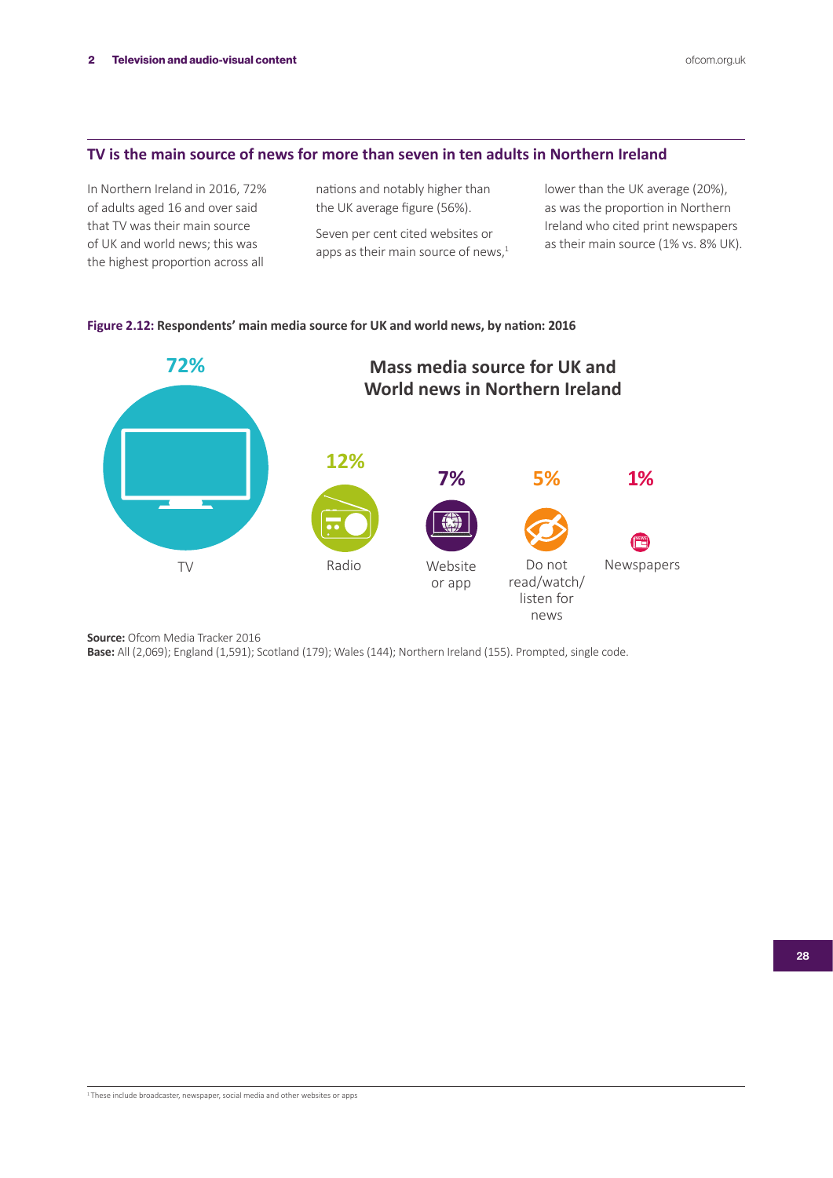## TV is the main source of news for more than seven in ten adults in Northern Ireland

In Northern Ireland in 2016, 72% of adults aged 16 and over said that TV was their main source of UK and world news; this was the highest proportion across all nations and notably higher than the UK average figure (56%).

Seven per cent cited websites or apps as their main source of news,[1] lower than the UK average (20%), as was the proportion in Northern Ireland who cited print newspapers as their main source (1% vs. 8% UK).

**Figure 2.12: Respondents' main media source for UK and world news, by nation: 2016**

**Mass media source for UK and World news in Northern Ireland**

| Source | % |
| --- | --- |
| TV | 72% |
| Radio | 12% |
| Website or app | 7% |
| Do not read/watch/listen for news | 5% |
| Newspapers | 1% |

**Source:** Ofcom Media Tracker 2016
**Base:** All (2,069); England (1,591); Scotland (179); Wales (144); Northern Ireland (155). Prompted, single code.

[1] These include broadcaster, newspaper, social media and other websites or apps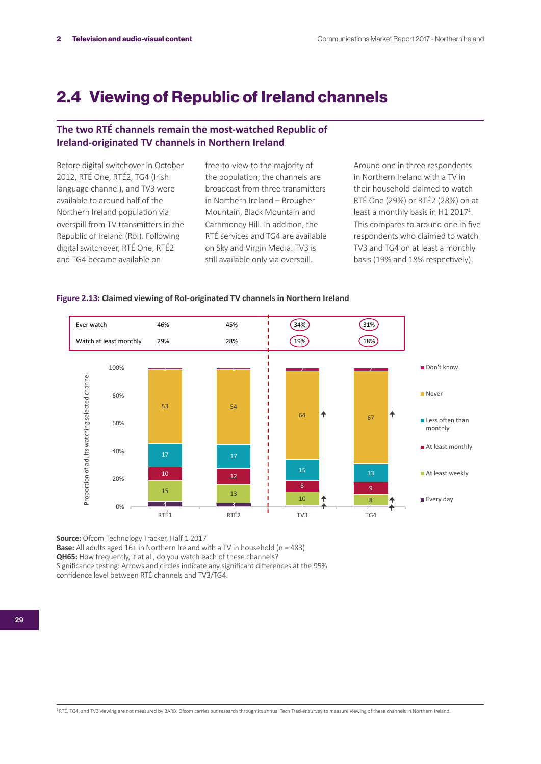# 2.4 Viewing of Republic of Ireland channels

### The two RTÉ channels remain the most-watched Republic of Ireland-originated TV channels in Northern Ireland

Before digital switchover in October 2012, RTÉ One, RTÉ2, TG4 (Irish language channel), and TV3 were available to around half of the Northern Ireland population via overspill from TV transmitters in the Republic of Ireland (RoI). Following digital switchover, RTÉ One, RTÉ2 and TG4 became available on free-to-view to the majority of the population; the channels are broadcast from three transmitters in Northern Ireland – Brougher Mountain, Black Mountain and Carnmoney Hill. In addition, the RTÉ services and TG4 are available on Sky and Virgin Media. TV3 is still available only via overspill.

Around one in three respondents in Northern Ireland with a TV in their household claimed to watch RTÉ One (29%) or RTÉ2 (28%) on at least a monthly basis in H1 2017[1]. This compares to around one in five respondents who claimed to watch TV3 and TG4 on at least a monthly basis (19% and 18% respectively).

**Figure 2.13: Claimed viewing of RoI-originated TV channels in Northern Ireland**

| | RTÉ1 | RTÉ2 | TV3 | TG4 |
|---|---|---|---|---|
| Ever watch | 46% | 45% | 34% | 31% |
| Watch at least monthly | 29% | 28% | 19% | 18% |

Proportion of adults watching selected channel (%)

| | RTÉ1 | RTÉ2 | TV3 | TG4 |
|---|---|---|---|---|
| Don't know | 1 | 1 | 2 | 2 |
| Never | 53 | 54 | 64 ↑ | 67 ↑ |
| Less often than monthly | 17 | 17 | 15 | 13 |
| At least monthly | 10 | 12 | 8 | 9 |
| At least weekly | 15 | 13 | 10 ↑ | 8 ↑ |
| Every day | 4 | 3 | 1 ↑ | 1 ↑ |

**Source:** Ofcom Technology Tracker, Half 1 2017
**Base:** All adults aged 16+ in Northern Ireland with a TV in household (n = 483)
**QH65:** How frequently, if at all, do you watch each of these channels?
Significance testing: Arrows and circles indicate any significant differences at the 95% confidence level between RTÉ channels and TV3/TG4.

[1] RTÉ, TG4, and TV3 viewing are not measured by BARB. Ofcom carries out research through its annual Tech Tracker survey to measure viewing of these channels in Northern Ireland.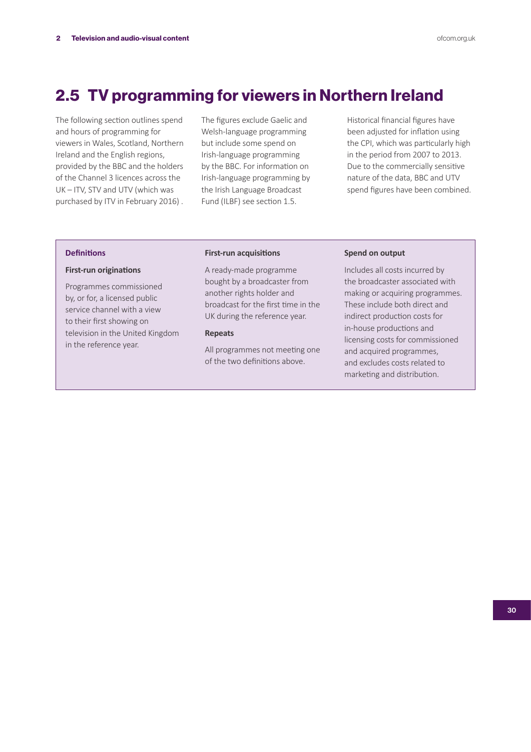## 2.5 TV programming for viewers in Northern Ireland

The following section outlines spend and hours of programming for viewers in Wales, Scotland, Northern Ireland and the English regions, provided by the BBC and the holders of the Channel 3 licences across the UK – ITV, STV and UTV (which was purchased by ITV in February 2016) .

The figures exclude Gaelic and Welsh-language programming but include some spend on Irish-language programming by the BBC. For information on Irish-language programming by the Irish Language Broadcast Fund (ILBF) see section 1.5.

Historical financial figures have been adjusted for inflation using the CPI, which was particularly high in the period from 2007 to 2013. Due to the commercially sensitive nature of the data, BBC and UTV spend figures have been combined.

**Definitions**

**First-run originations**

Programmes commissioned by, or for, a licensed public service channel with a view to their first showing on television in the United Kingdom in the reference year.

**First-run acquisitions**

A ready-made programme bought by a broadcaster from another rights holder and broadcast for the first time in the UK during the reference year.

**Repeats**

All programmes not meeting one of the two definitions above.

**Spend on output**

Includes all costs incurred by the broadcaster associated with making or acquiring programmes. These include both direct and indirect production costs for in-house productions and licensing costs for commissioned and acquired programmes, and excludes costs related to marketing and distribution.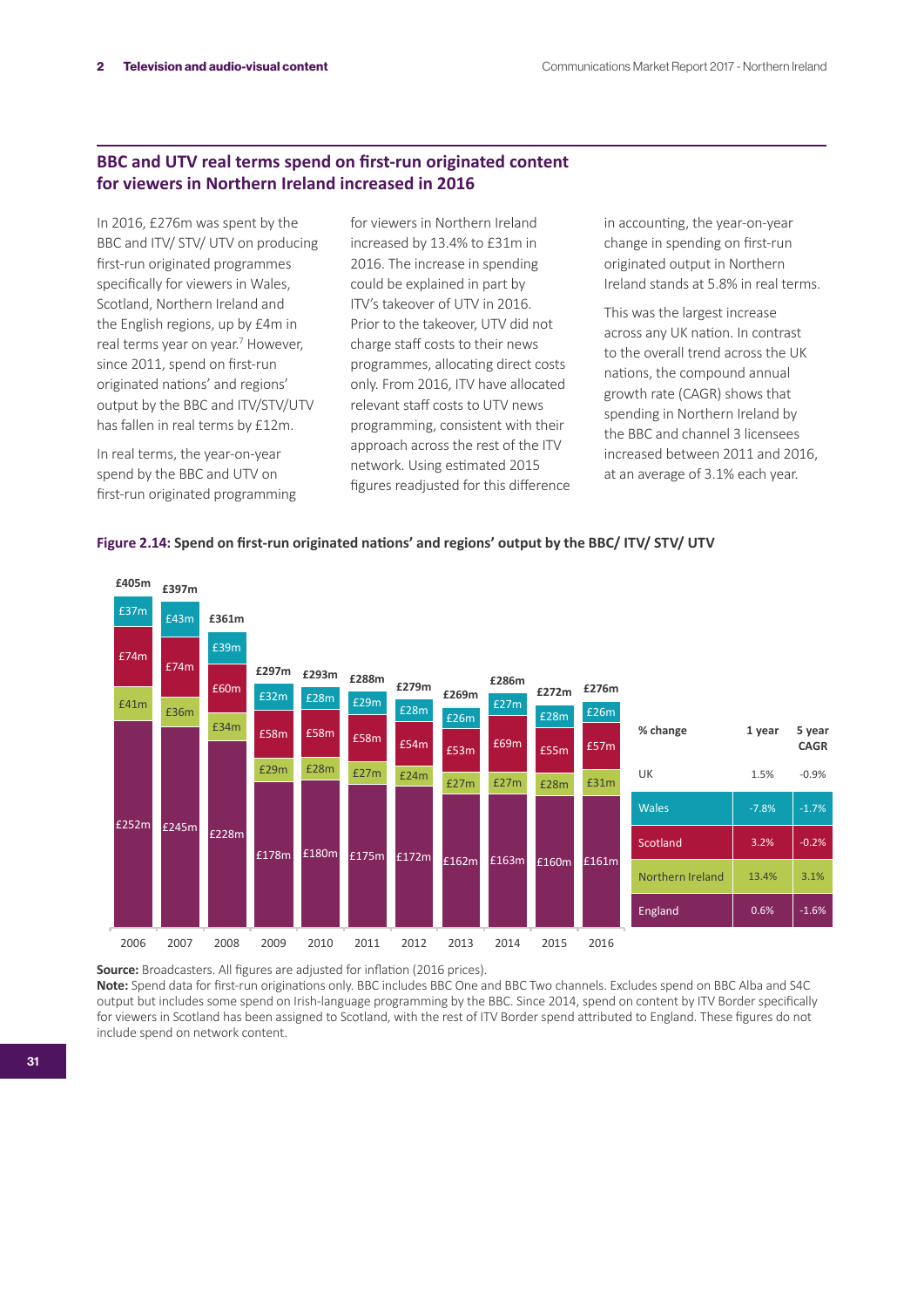## BBC and UTV real terms spend on first-run originated content for viewers in Northern Ireland increased in 2016

In 2016, £276m was spent by the BBC and ITV/ STV/ UTV on producing first-run originated programmes specifically for viewers in Wales, Scotland, Northern Ireland and the English regions, up by £4m in real terms year on year.[7] However, since 2011, spend on first-run originated nations' and regions' output by the BBC and ITV/STV/UTV has fallen in real terms by £12m.

In real terms, the year-on-year spend by the BBC and UTV on first-run originated programming for viewers in Northern Ireland increased by 13.4% to £31m in 2016. The increase in spending could be explained in part by ITV's takeover of UTV in 2016. Prior to the takeover, UTV did not charge staff costs to their news programmes, allocating direct costs only. From 2016, ITV have allocated relevant staff costs to UTV news programming, consistent with their approach across the rest of the ITV network. Using estimated 2015 figures readjusted for this difference in accounting, the year-on-year change in spending on first-run originated output in Northern Ireland stands at 5.8% in real terms.

This was the largest increase across any UK nation. In contrast to the overall trend across the UK nations, the compound annual growth rate (CAGR) shows that spending in Northern Ireland by the BBC and channel 3 licensees increased between 2011 and 2016, at an average of 3.1% each year.

**Figure 2.14: Spend on first-run originated nations' and regions' output by the BBC/ ITV/ STV/ UTV**

| | 2006 | 2007 | 2008 | 2009 | 2010 | 2011 | 2012 | 2013 | 2014 | 2015 | 2016 |
|---|---|---|---|---|---|---|---|---|---|---|---|
| Wales | £37m | £43m | £39m | £32m | £28m | £29m | £28m | £26m | £27m | £28m | £26m |
| Scotland | £74m | £74m | £60m | £58m | £58m | £58m | £54m | £53m | £69m | £55m | £57m |
| Northern Ireland | £41m | £36m | £34m | £29m | £28m | £27m | £24m | £27m | £27m | £28m | £31m |
| England | £252m | £245m | £228m | £178m | £180m | £175m | £172m | £162m | £163m | £160m | £161m |
| Total | £405m | £397m | £361m | £297m | £293m | £288m | £279m | £269m | £286m | £272m | £276m |

| % change | 1 year | 5 year CAGR |
|---|---|---|
| UK | 1.5% | -0.9% |
| Wales | -7.8% | -1.7% |
| Scotland | 3.2% | -0.2% |
| Northern Ireland | 13.4% | 3.1% |
| England | 0.6% | -1.6% |

**Source:** Broadcasters. All figures are adjusted for inflation (2016 prices).
**Note:** Spend data for first-run originations only. BBC includes BBC One and BBC Two channels. Excludes spend on BBC Alba and S4C output but includes some spend on Irish-language programming by the BBC. Since 2014, spend on content by ITV Border specifically for viewers in Scotland has been assigned to Scotland, with the rest of ITV Border spend attributed to England. These figures do not include spend on network content.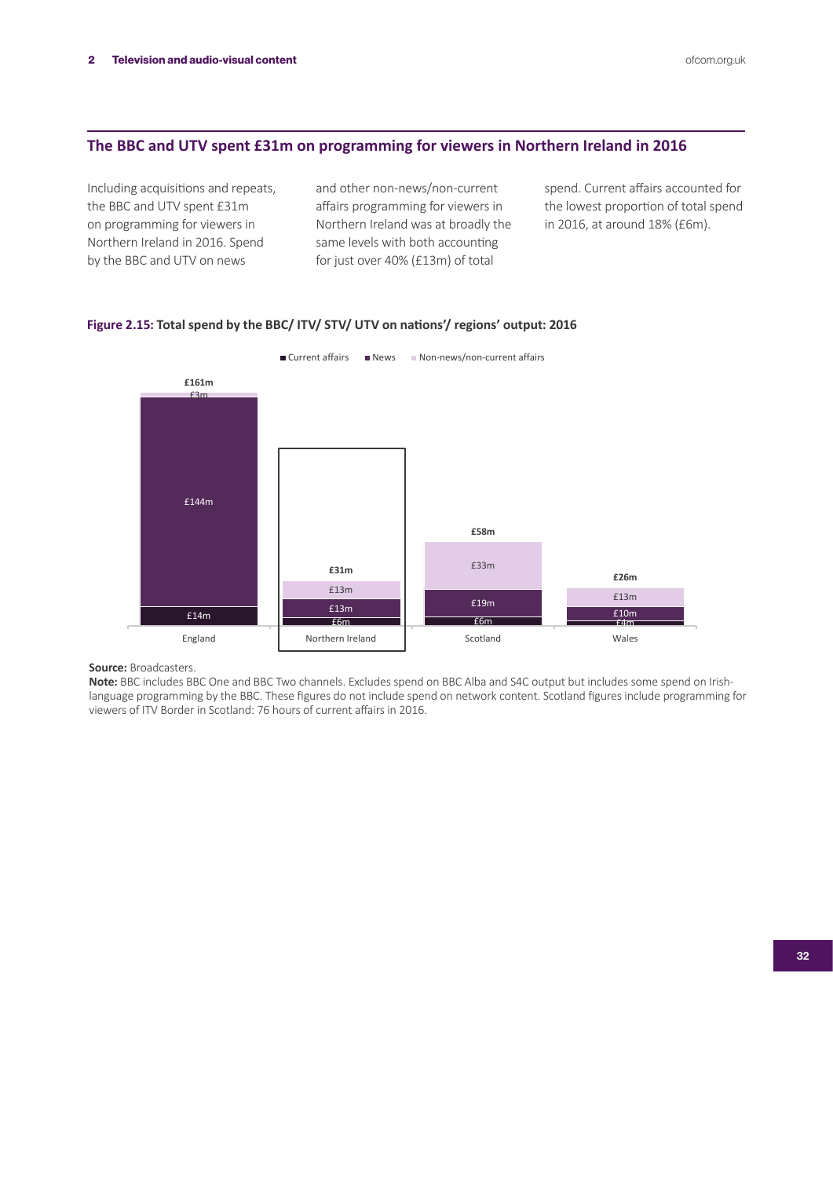## The BBC and UTV spent £31m on programming for viewers in Northern Ireland in 2016

Including acquisitions and repeats, the BBC and UTV spent £31m on programming for viewers in Northern Ireland in 2016. Spend by the BBC and UTV on news and other non-news/non-current affairs programming for viewers in Northern Ireland was at broadly the same levels with both accounting for just over 40% (£13m) of total spend. Current affairs accounted for the lowest proportion of total spend in 2016, at around 18% (£6m).

**Figure 2.15: Total spend by the BBC/ ITV/ STV/ UTV on nations'/ regions' output: 2016**

| | Current affairs | News | Non-news/non-current affairs | Total |
|---|---|---|---|---|
| England | £14m | £144m | £3m | £161m |
| Northern Ireland | £6m | £13m | £13m | £31m |
| Scotland | £6m | £19m | £33m | £58m |
| Wales | £4m | £10m | £13m | £26m |

**Source:** Broadcasters.
**Note:** BBC includes BBC One and BBC Two channels. Excludes spend on BBC Alba and S4C output but includes some spend on Irish-language programming by the BBC. These figures do not include spend on network content. Scotland figures include programming for viewers of ITV Border in Scotland: 76 hours of current affairs in 2016.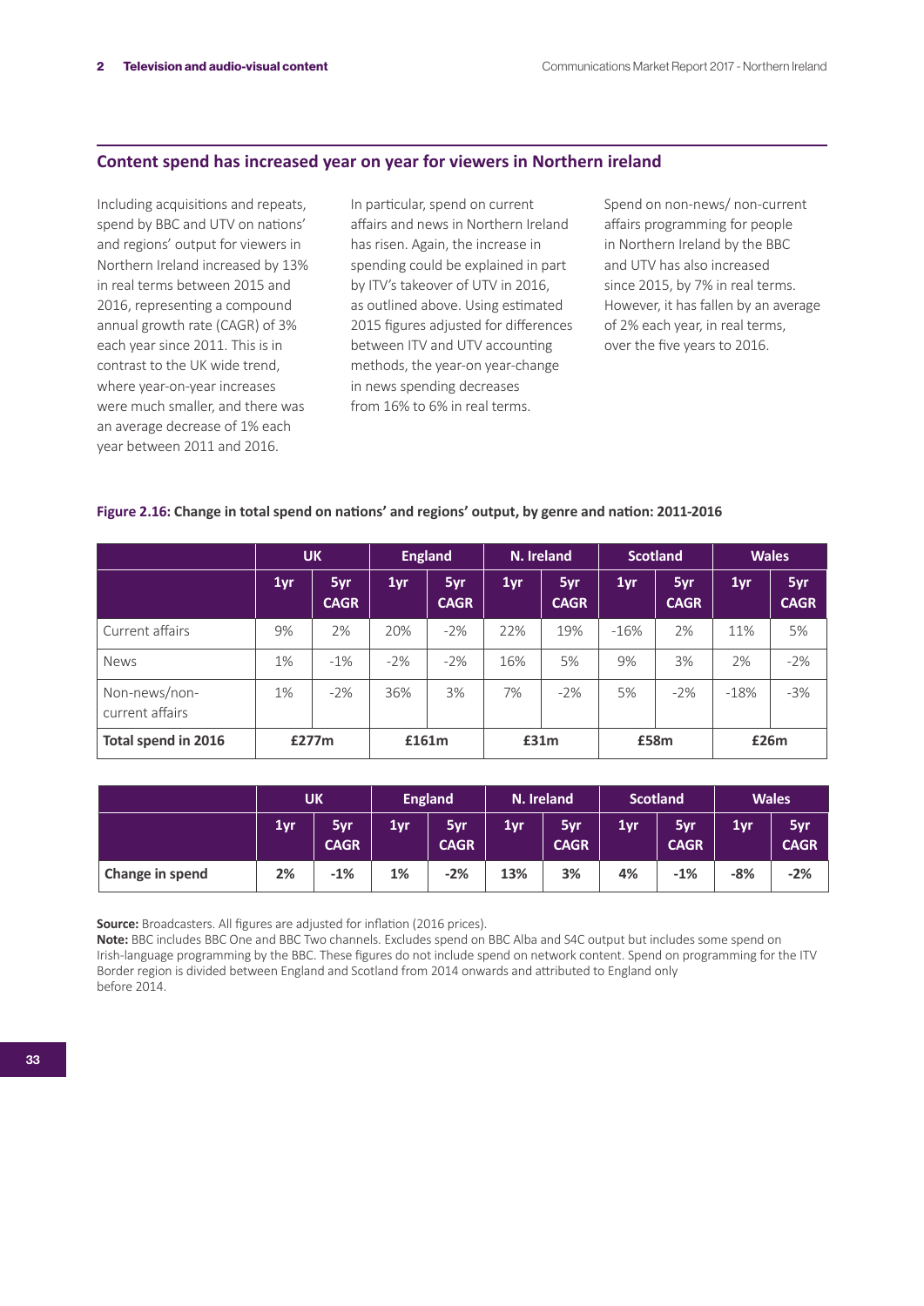## Content spend has increased year on year for viewers in Northern ireland

Including acquisitions and repeats, spend by BBC and UTV on nations' and regions' output for viewers in Northern Ireland increased by 13% in real terms between 2015 and 2016, representing a compound annual growth rate (CAGR) of 3% each year since 2011. This is in contrast to the UK wide trend, where year-on-year increases were much smaller, and there was an average decrease of 1% each year between 2011 and 2016.

In particular, spend on current affairs and news in Northern Ireland has risen. Again, the increase in spending could be explained in part by ITV's takeover of UTV in 2016, as outlined above. Using estimated 2015 figures adjusted for differences between ITV and UTV accounting methods, the year-on year-change in news spending decreases from 16% to 6% in real terms.

Spend on non-news/ non-current affairs programming for people in Northern Ireland by the BBC and UTV has also increased since 2015, by 7% in real terms. However, it has fallen by an average of 2% each year, in real terms, over the five years to 2016.

**Figure 2.16: Change in total spend on nations' and regions' output, by genre and nation: 2011-2016**

| | UK | | England | | N. Ireland | | Scotland | | Wales | |
|---|---|---|---|---|---|---|---|---|---|---|
| | 1yr | 5yr CAGR | 1yr | 5yr CAGR | 1yr | 5yr CAGR | 1yr | 5yr CAGR | 1yr | 5yr CAGR |
| Current affairs | 9% | 2% | 20% | -2% | 22% | 19% | -16% | 2% | 11% | 5% |
| News | 1% | -1% | -2% | -2% | 16% | 5% | 9% | 3% | 2% | -2% |
| Non-news/non-current affairs | 1% | -2% | 36% | 3% | 7% | -2% | 5% | -2% | -18% | -3% |
| **Total spend in 2016** | **£277m** | | **£161m** | | **£31m** | | **£58m** | | **£26m** | |

| | UK | | England | | N. Ireland | | Scotland | | Wales | |
|---|---|---|---|---|---|---|---|---|---|---|
| | 1yr | 5yr CAGR | 1yr | 5yr CAGR | 1yr | 5yr CAGR | 1yr | 5yr CAGR | 1yr | 5yr CAGR |
| **Change in spend** | **2%** | **-1%** | **1%** | **-2%** | **13%** | **3%** | **4%** | **-1%** | **-8%** | **-2%** |

**Source:** Broadcasters. All figures are adjusted for inflation (2016 prices).
**Note:** BBC includes BBC One and BBC Two channels. Excludes spend on BBC Alba and S4C output but includes some spend on Irish-language programming by the BBC. These figures do not include spend on network content. Spend on programming for the ITV Border region is divided between England and Scotland from 2014 onwards and attributed to England only before 2014.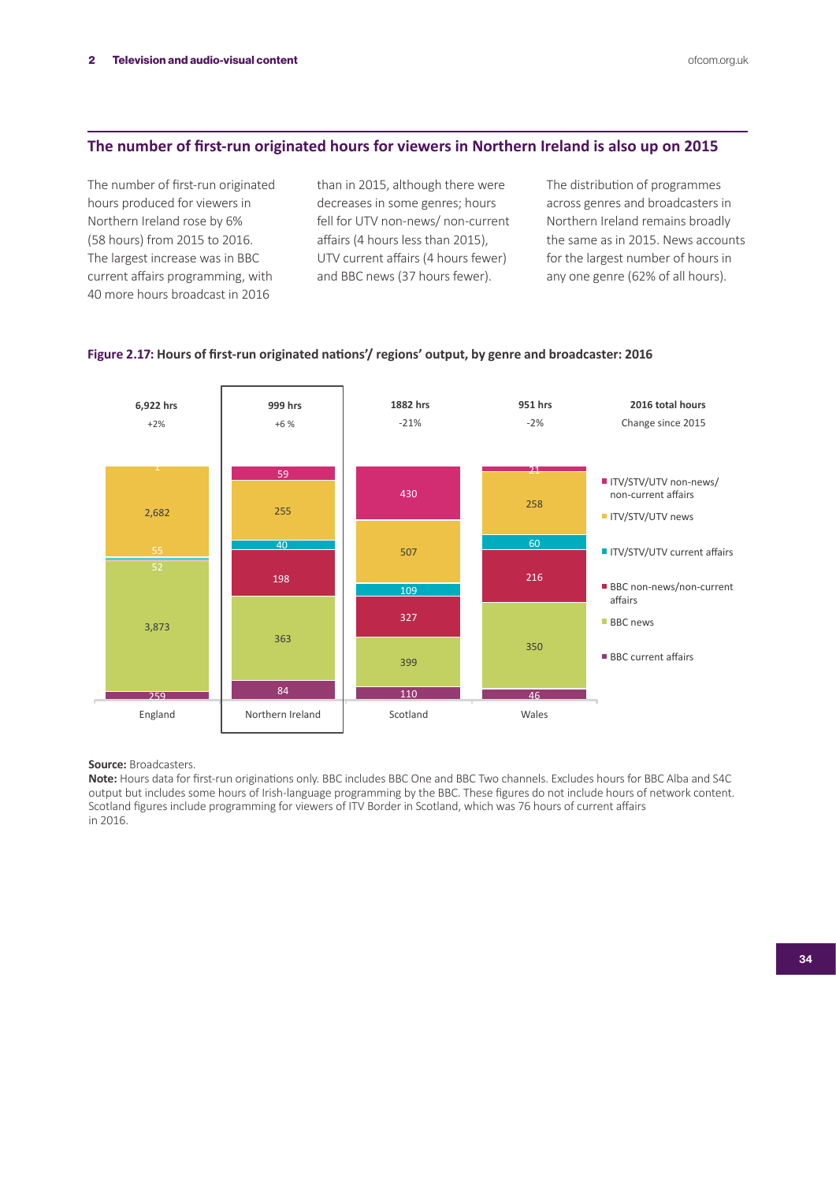## The number of first-run originated hours for viewers in Northern Ireland is also up on 2015

The number of first-run originated hours produced for viewers in Northern Ireland rose by 6% (58 hours) from 2015 to 2016. The largest increase was in BBC current affairs programming, with 40 more hours broadcast in 2016 than in 2015, although there were decreases in some genres; hours fell for UTV non-news/ non-current affairs (4 hours less than 2015), UTV current affairs (4 hours fewer) and BBC news (37 hours fewer).

The distribution of programmes across genres and broadcasters in Northern Ireland remains broadly the same as in 2015. News accounts for the largest number of hours in any one genre (62% of all hours).

**Figure 2.17: Hours of first-run originated nations'/ regions' output, by genre and broadcaster: 2016**

| | England | Northern Ireland | Scotland | Wales |
|---|---|---|---|---|
| 2016 total hours | 6,922 hrs | 999 hrs | 1882 hrs | 951 hrs |
| Change since 2015 | +2% | +6 % | -21% | -2% |
| ITV/STV/UTV non-news/ non-current affairs | 1 | 59 | 430 | 21 |
| ITV/STV/UTV news | 2,682 | 255 | 507 | 258 |
| ITV/STV/UTV current affairs | 55 | 40 | 109 | 60 |
| BBC non-news/non-current affairs | 52 | 198 | 327 | 216 |
| BBC news | 3,873 | 363 | 399 | 350 |
| BBC current affairs | 259 | 84 | 110 | 46 |

**Source:** Broadcasters.
**Note:** Hours data for first-run originations only. BBC includes BBC One and BBC Two channels. Excludes hours for BBC Alba and S4C output but includes some hours of Irish-language programming by the BBC. These figures do not include hours of network content. Scotland figures include programming for viewers of ITV Border in Scotland, which was 76 hours of current affairs in 2016.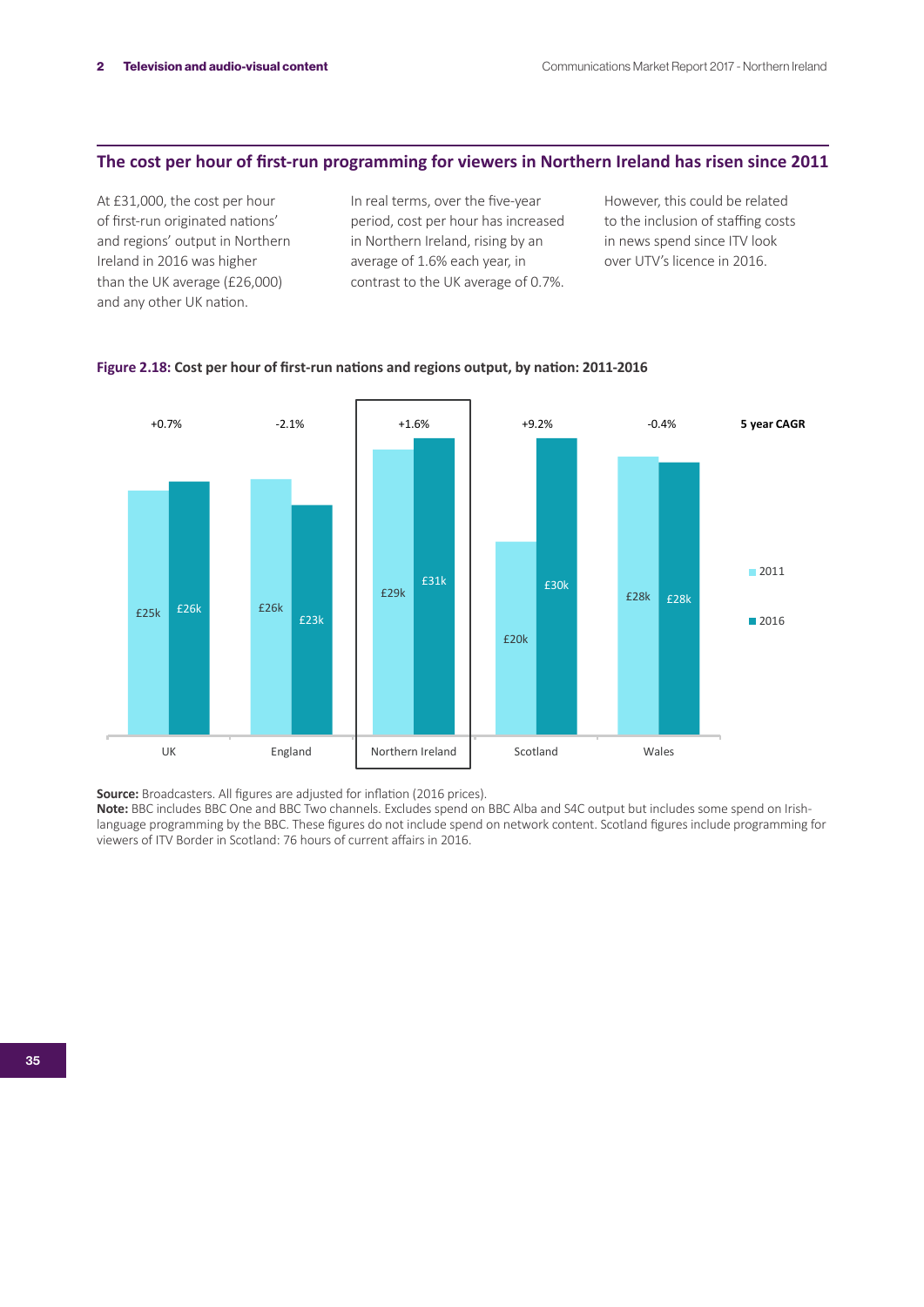## The cost per hour of first-run programming for viewers in Northern Ireland has risen since 2011

At £31,000, the cost per hour of first-run originated nations' and regions' output in Northern Ireland in 2016 was higher than the UK average (£26,000) and any other UK nation.

In real terms, over the five-year period, cost per hour has increased in Northern Ireland, rising by an average of 1.6% each year, in contrast to the UK average of 0.7%.

However, this could be related to the inclusion of staffing costs in news spend since ITV look over UTV's licence in 2016.

**Figure 2.18:** Cost per hour of first-run nations and regions output, by nation: 2011-2016

| | UK | England | Northern Ireland | Scotland | Wales |
|---|---|---|---|---|---|
| 2011 | £25k | £26k | £29k | £20k | £28k |
| 2016 | £26k | £23k | £31k | £30k | £28k |
| 5 year CAGR | +0.7% | -2.1% | +1.6% | +9.2% | -0.4% |

**Source:** Broadcasters. All figures are adjusted for inflation (2016 prices).
**Note:** BBC includes BBC One and BBC Two channels. Excludes spend on BBC Alba and S4C output but includes some spend on Irish-language programming by the BBC. These figures do not include spend on network content. Scotland figures include programming for viewers of ITV Border in Scotland: 76 hours of current affairs in 2016.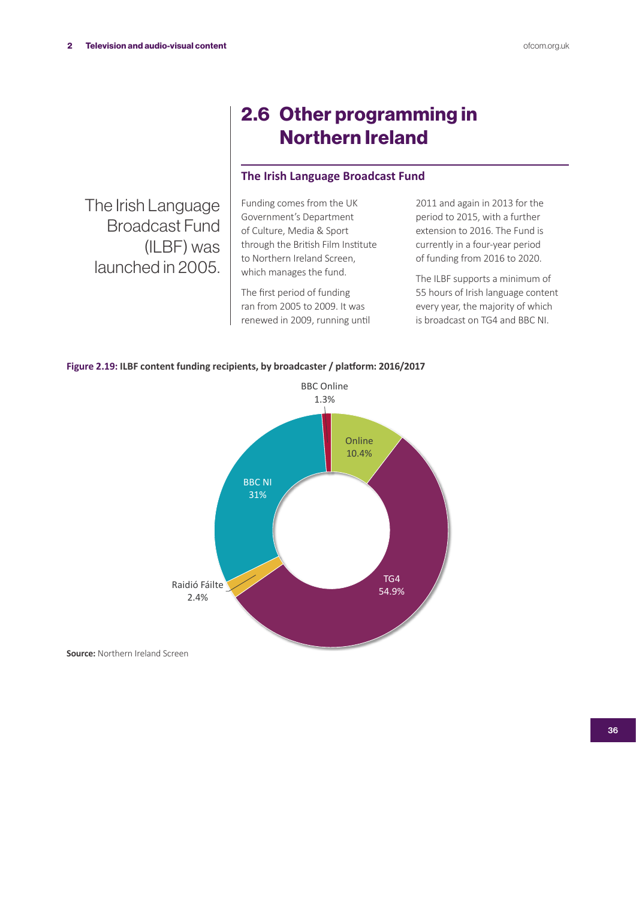## 2.6 Other programming in Northern Ireland

### The Irish Language Broadcast Fund

The Irish Language Broadcast Fund (ILBF) was launched in 2005.

Funding comes from the UK Government's Department of Culture, Media & Sport through the British Film Institute to Northern Ireland Screen, which manages the fund.

The first period of funding ran from 2005 to 2009. It was renewed in 2009, running until 2011 and again in 2013 for the period to 2015, with a further extension to 2016. The Fund is currently in a four-year period of funding from 2016 to 2020.

The ILBF supports a minimum of 55 hours of Irish language content every year, the majority of which is broadcast on TG4 and BBC NI.

**Figure 2.19: ILBF content funding recipients, by broadcaster / platform: 2016/2017**

| Broadcaster / platform | Share |
| --- | --- |
| TG4 | 54.9% |
| BBC NI | 31% |
| Online | 10.4% |
| Raidió Fáilte | 2.4% |
| BBC Online | 1.3% |

**Source:** Northern Ireland Screen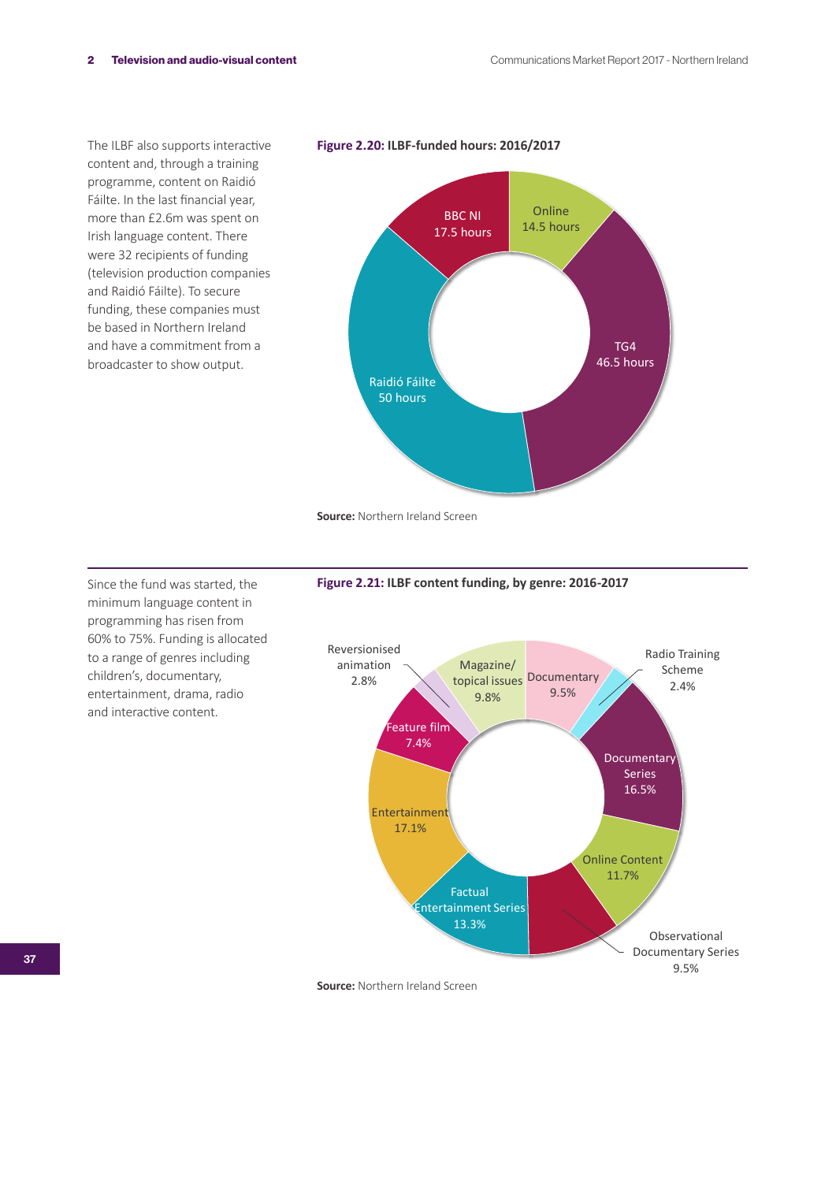The ILBF also supports interactive content and, through a training programme, content on Raidió Fáilte. In the last financial year, more than £2.6m was spent on Irish language content. There were 32 recipients of funding (television production companies and Raidió Fáilte). To secure funding, these companies must be based in Northern Ireland and have a commitment from a broadcaster to show output.

**Figure 2.20: ILBF-funded hours: 2016/2017**

| Recipient | Hours |
|---|---|
| BBC NI | 17.5 hours |
| Online | 14.5 hours |
| TG4 | 46.5 hours |
| Raidió Fáilte | 50 hours |

**Source:** Northern Ireland Screen

Since the fund was started, the minimum language content in programming has risen from 60% to 75%. Funding is allocated to a range of genres including children's, documentary, entertainment, drama, radio and interactive content.

**Figure 2.21: ILBF content funding, by genre: 2016-2017**

| Genre | Share |
|---|---|
| Magazine/ topical issues | 9.8% |
| Documentary | 9.5% |
| Radio Training Scheme | 2.4% |
| Documentary Series | 16.5% |
| Online Content | 11.7% |
| Observational Documentary Series | 9.5% |
| Factual Entertainment Series | 13.3% |
| Entertainment | 17.1% |
| Feature film | 7.4% |
| Reversionised animation | 2.8% |

**Source:** Northern Ireland Screen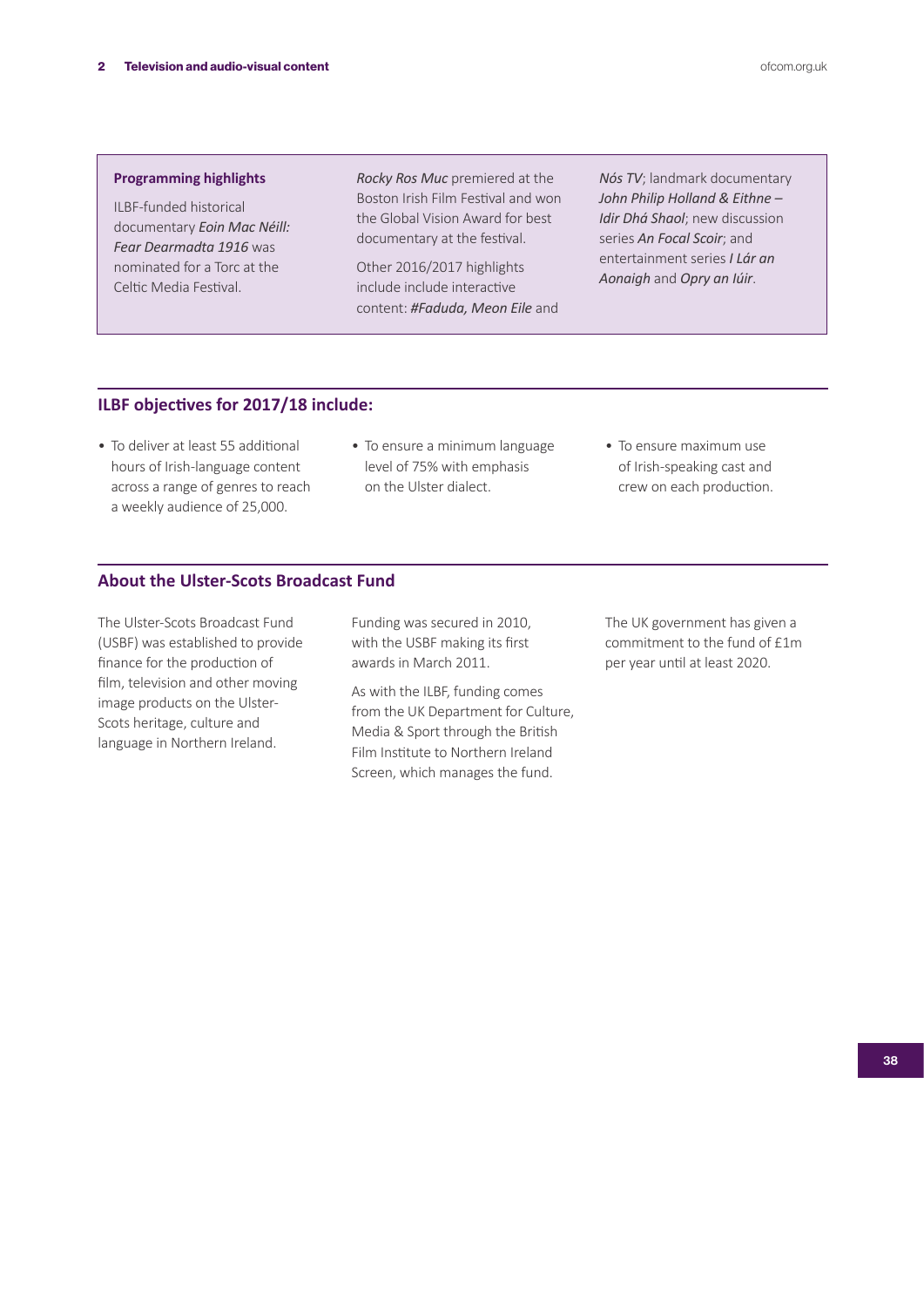**Programming highlights**

ILBF-funded historical documentary *Eoin Mac Néill: Fear Dearmadta 1916* was nominated for a Torc at the Celtic Media Festival.

*Rocky Ros Muc* premiered at the Boston Irish Film Festival and won the Global Vision Award for best documentary at the festival.

Other 2016/2017 highlights include include interactive content: ***#Faduda, Meon Eile*** and ***Nós TV***; landmark documentary ***John Philip Holland & Eithne – Idir Dhá Shaol***; new discussion series ***An Focal Scoir***; and entertainment series ***I Lár an Aonaigh*** and ***Opry an Iúir***.

## ILBF objectives for 2017/18 include:

- To deliver at least 55 additional hours of Irish-language content across a range of genres to reach a weekly audience of 25,000.
- To ensure a minimum language level of 75% with emphasis on the Ulster dialect.
- To ensure maximum use of Irish-speaking cast and crew on each production.

## About the Ulster-Scots Broadcast Fund

The Ulster-Scots Broadcast Fund (USBF) was established to provide finance for the production of film, television and other moving image products on the Ulster-Scots heritage, culture and language in Northern Ireland.

Funding was secured in 2010, with the USBF making its first awards in March 2011.

As with the ILBF, funding comes from the UK Department for Culture, Media & Sport through the British Film Institute to Northern Ireland Screen, which manages the fund.

The UK government has given a commitment to the fund of £1m per year until at least 2020.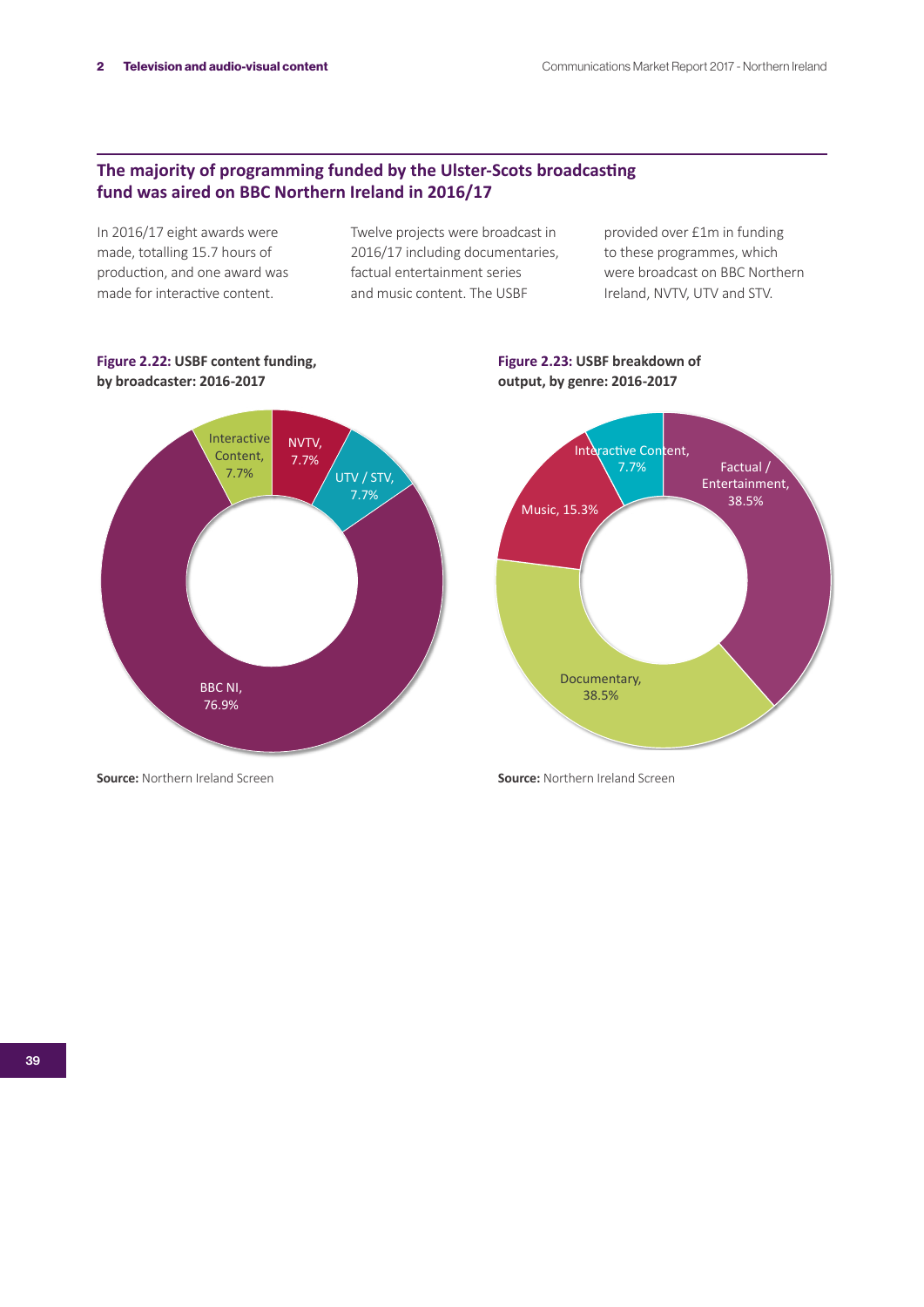## The majority of programming funded by the Ulster-Scots broadcasting fund was aired on BBC Northern Ireland in 2016/17

In 2016/17 eight awards were made, totalling 15.7 hours of production, and one award was made for interactive content. Twelve projects were broadcast in 2016/17 including documentaries, factual entertainment series and music content. The USBF provided over £1m in funding to these programmes, which were broadcast on BBC Northern Ireland, NVTV, UTV and STV.

**Figure 2.22: USBF content funding, by broadcaster: 2016-2017**

| Broadcaster | Share |
| --- | --- |
| BBC NI | 76.9% |
| NVTV | 7.7% |
| UTV / STV | 7.7% |
| Interactive Content | 7.7% |

**Source:** Northern Ireland Screen

**Figure 2.23: USBF breakdown of output, by genre: 2016-2017**

| Genre | Share |
| --- | --- |
| Factual / Entertainment | 38.5% |
| Documentary | 38.5% |
| Music | 15.3% |
| Interactive Content | 7.7% |

**Source:** Northern Ireland Screen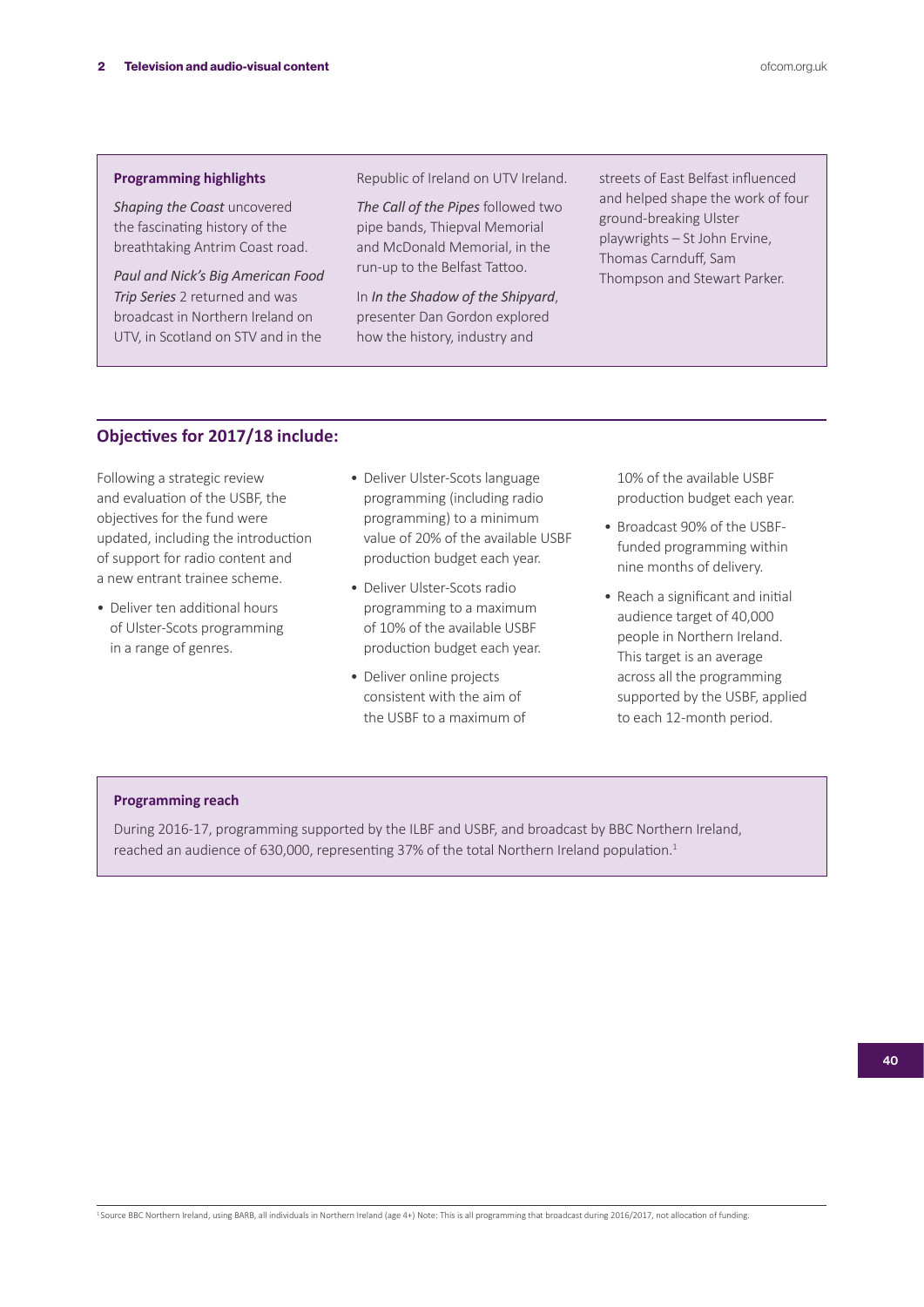### Programming highlights

*Shaping the Coast* uncovered the fascinating history of the breathtaking Antrim Coast road.

*Paul and Nick's Big American Food Trip Series* 2 returned and was broadcast in Northern Ireland on UTV, in Scotland on STV and in the Republic of Ireland on UTV Ireland.

*The Call of the Pipes* followed two pipe bands, Thiepval Memorial and McDonald Memorial, in the run-up to the Belfast Tattoo.

In *In the Shadow of the Shipyard*, presenter Dan Gordon explored how the history, industry and streets of East Belfast influenced and helped shape the work of four ground-breaking Ulster playwrights – St John Ervine, Thomas Carnduff, Sam Thompson and Stewart Parker.

## Objectives for 2017/18 include:

Following a strategic review and evaluation of the USBF, the objectives for the fund were updated, including the introduction of support for radio content and a new entrant trainee scheme.

- Deliver ten additional hours of Ulster-Scots programming in a range of genres.
- Deliver Ulster-Scots language programming (including radio programming) to a minimum value of 20% of the available USBF production budget each year.
- Deliver Ulster-Scots radio programming to a maximum of 10% of the available USBF production budget each year.
- Deliver online projects consistent with the aim of the USBF to a maximum of 10% of the available USBF production budget each year.
- Broadcast 90% of the USBF-funded programming within nine months of delivery.
- Reach a significant and initial audience target of 40,000 people in Northern Ireland. This target is an average across all the programming supported by the USBF, applied to each 12-month period.

### Programming reach

During 2016-17, programming supported by the ILBF and USBF, and broadcast by BBC Northern Ireland, reached an audience of 630,000, representing 37% of the total Northern Ireland population.[1]

[1] Source BBC Northern Ireland, using BARB, all individuals in Northern Ireland (age 4+) Note: This is all programming that broadcast during 2016/2017, not allocation of funding.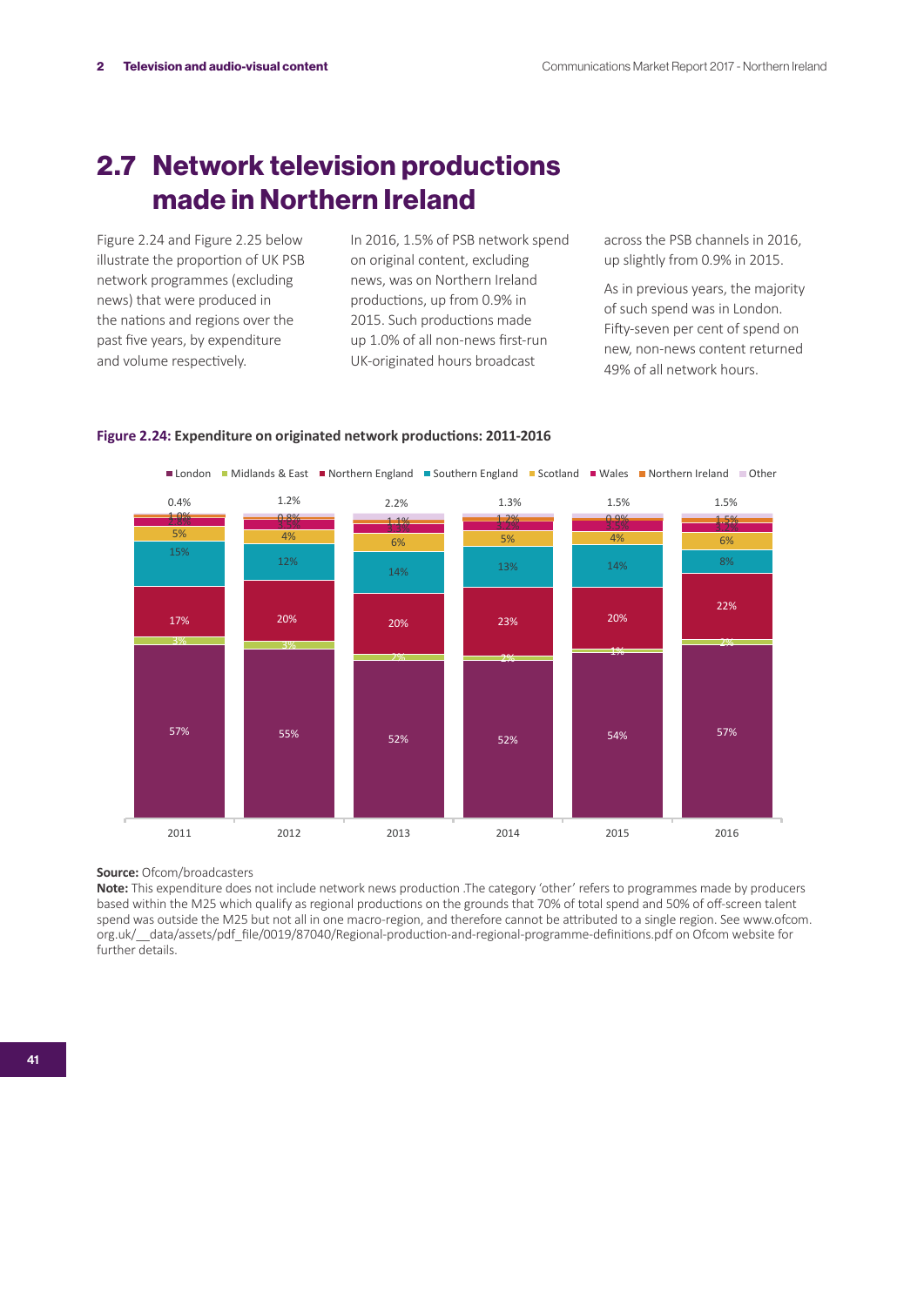# 2.7 Network television productions made in Northern Ireland

Figure 2.24 and Figure 2.25 below illustrate the proportion of UK PSB network programmes (excluding news) that were produced in the nations and regions over the past five years, by expenditure and volume respectively.

In 2016, 1.5% of PSB network spend on original content, excluding news, was on Northern Ireland productions, up from 0.9% in 2015. Such productions made up 1.0% of all non-news first-run UK-originated hours broadcast across the PSB channels in 2016, up slightly from 0.9% in 2015.

As in previous years, the majority of such spend was in London. Fifty-seven per cent of spend on new, non-news content returned 49% of all network hours.

**Figure 2.24: Expenditure on originated network productions: 2011-2016**

| | 2011 | 2012 | 2013 | 2014 | 2015 | 2016 |
|---|---|---|---|---|---|---|
| London | 57% | 55% | 52% | 52% | 54% | 57% |
| Midlands & East | 3% | 3% | 2% | 2% | 1% | 2% |
| Northern England | 17% | 20% | 20% | 23% | 20% | 22% |
| Southern England | 15% | 12% | 14% | 13% | 14% | 8% |
| Scotland | 5% | 4% | 6% | 5% | 4% | 6% |
| Wales | | | 3.3% | | 3.5% | 3.2% |
| Northern Ireland | 1.0% | 0.8% | 1.1% | 1.2% | 0.9% | 1.5% |
| Other | 0.4% | 1.2% | 2.2% | 1.3% | 1.5% | 1.5% |

**Source:** Ofcom/broadcasters

**Note:** This expenditure does not include network news production .The category 'other' refers to programmes made by producers based within the M25 which qualify as regional productions on the grounds that 70% of total spend and 50% of off-screen talent spend was outside the M25 but not all in one macro-region, and therefore cannot be attributed to a single region. See www.ofcom.org.uk/__data/assets/pdf_file/0019/87040/Regional-production-and-regional-programme-definitions.pdf on Ofcom website for further details.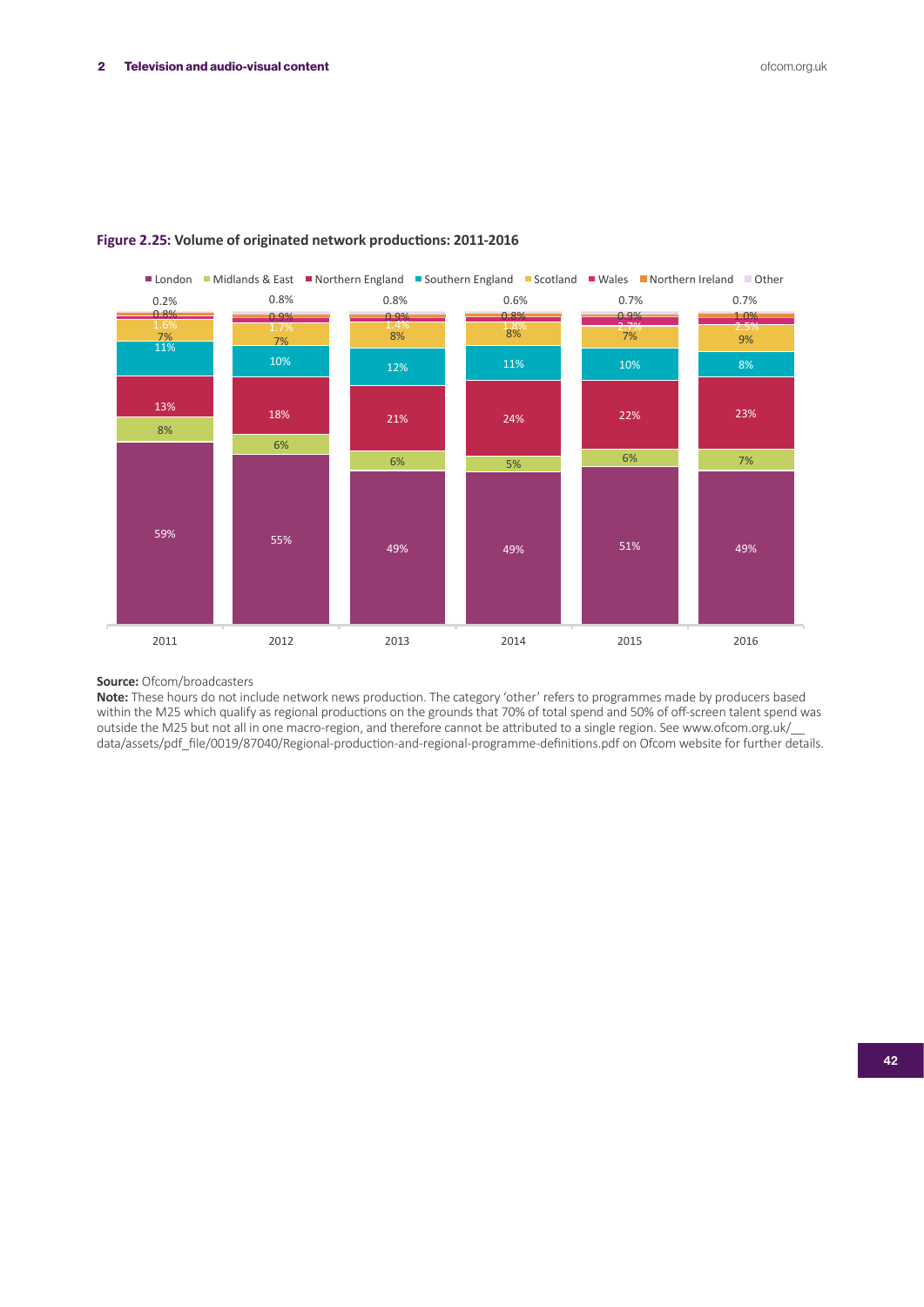**Figure 2.25: Volume of originated network productions: 2011-2016**

London, Midlands & East, Northern England, Southern England, Scotland, Wales, Northern Ireland, Other

2011: 0.2%, 0.8%, 1.6%, 7%, 11%, 13%, 8%, 59%

2012: 0.8%, 0.9%, 1.7%, 7%, 10%, 18%, 6%, 55%

2013: 0.8%, 0.9%, 1.4%, 8%, 12%, 21%, 6%, 49%

2014: 0.6%, 0.8%, 1.8%, 8%, 11%, 24%, 5%, 49%

2015: 0.7%, 0.9%, 2.7%, 7%, 10%, 22%, 6%, 51%

2016: 0.7%, 1.0%, 2.5%, 9%, 8%, 23%, 7%, 49%

**Source:** Ofcom/broadcasters

**Note:** These hours do not include network news production. The category 'other' refers to programmes made by producers based within the M25 which qualify as regional productions on the grounds that 70% of total spend and 50% of off-screen talent spend was outside the M25 but not all in one macro-region, and therefore cannot be attributed to a single region. See www.ofcom.org.uk/__data/assets/pdf_file/0019/87040/Regional-production-and-regional-programme-definitions.pdf on Ofcom website for further details.